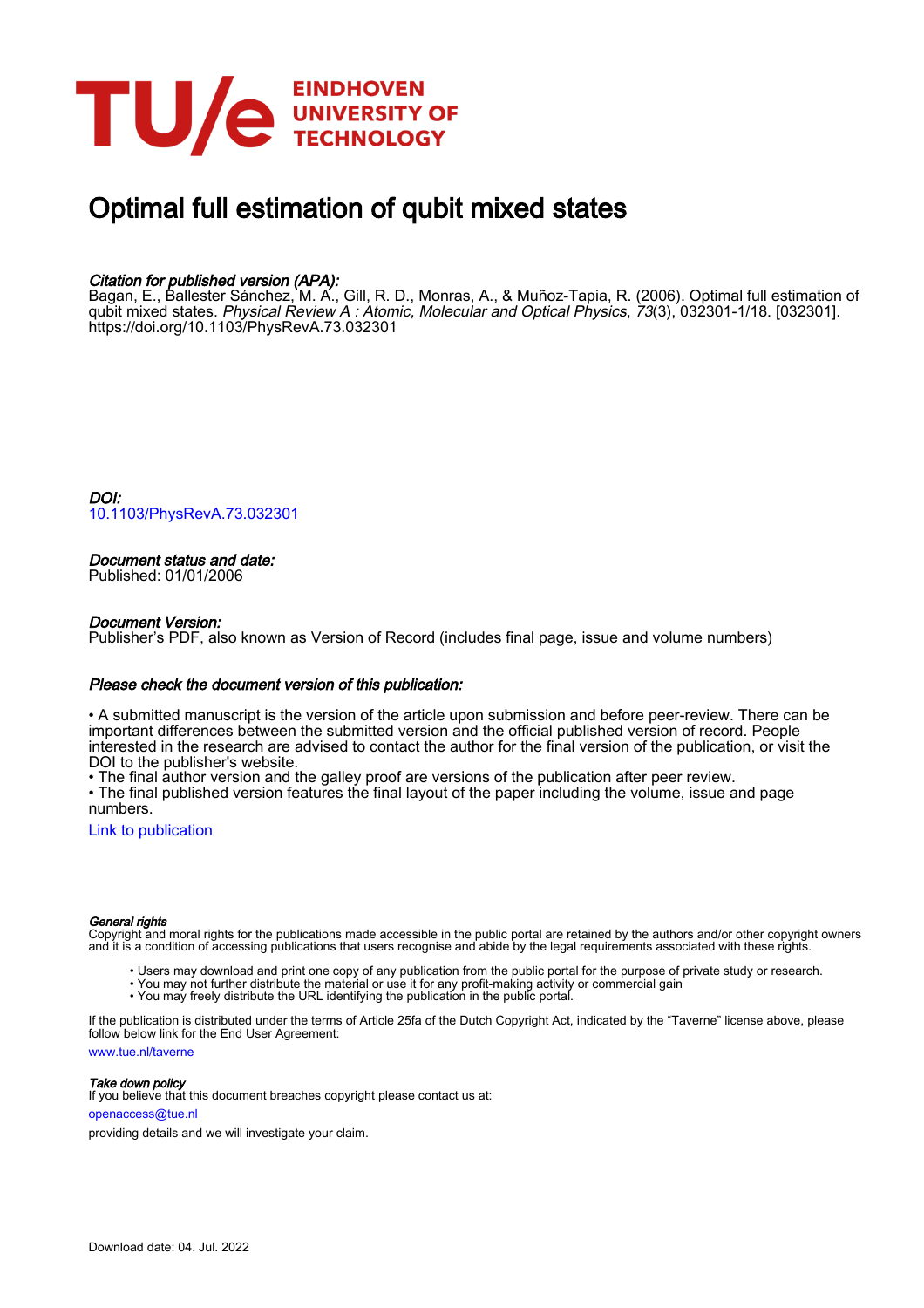# Optimal full estimation of qubit mixed states

*Citation for published version (APA):*
Bagan, E., Ballester Sánchez, M. A., Gill, R. D., Monras, A., & Muñoz-Tapia, R. (2006). Optimal full estimation of qubit mixed states. *Physical Review A : Atomic, Molecular and Optical Physics*, *73*(3), 032301-1/18. [032301]. https://doi.org/10.1103/PhysRevA.73.032301

*DOI:*
10.1103/PhysRevA.73.032301

*Document status and date:*
Published: 01/01/2006

*Document Version:*
Publisher's PDF, also known as Version of Record (includes final page, issue and volume numbers)

*Please check the document version of this publication:*

• A submitted manuscript is the version of the article upon submission and before peer-review. There can be important differences between the submitted version and the official published version of record. People interested in the research are advised to contact the author for the final version of the publication, or visit the DOI to the publisher's website.
• The final author version and the galley proof are versions of the publication after peer review.
• The final published version features the final layout of the paper including the volume, issue and page numbers.

Link to publication

*General rights*
Copyright and moral rights for the publications made accessible in the public portal are retained by the authors and/or other copyright owners and it is a condition of accessing publications that users recognise and abide by the legal requirements associated with these rights.

• Users may download and print one copy of any publication from the public portal for the purpose of private study or research.
• You may not further distribute the material or use it for any profit-making activity or commercial gain
• You may freely distribute the URL identifying the publication in the public portal.

If the publication is distributed under the terms of Article 25fa of the Dutch Copyright Act, indicated by the "Taverne" license above, please follow below link for the End User Agreement:

www.tue.nl/taverne

*Take down policy*
If you believe that this document breaches copyright please contact us at:

openaccess@tue.nl

providing details and we will investigate your claim.

Download date: 04. Jul. 2022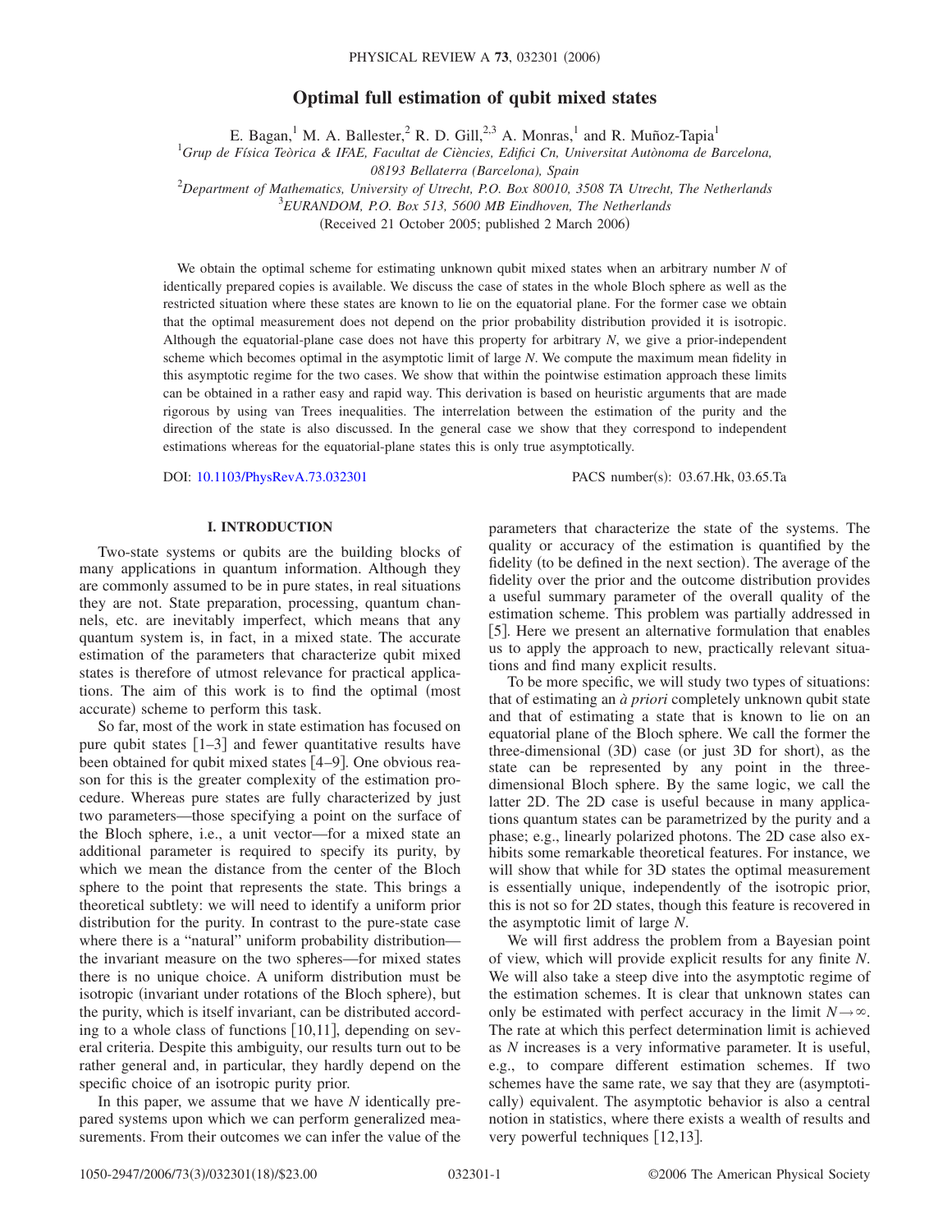# Optimal full estimation of qubit mixed states

E. Bagan,[1] M. A. Ballester,[2] R. D. Gill,[2,3] A. Monras,[1] and R. Muñoz-Tapia[1]

[1]*Grup de Física Teòrica & IFAE, Facultat de Ciències, Edifici Cn, Universitat Autònoma de Barcelona, 08193 Bellaterra (Barcelona), Spain*

[2]*Department of Mathematics, University of Utrecht, P.O. Box 80010, 3508 TA Utrecht, The Netherlands*

[3]*EURANDOM, P.O. Box 513, 5600 MB Eindhoven, The Netherlands*

(Received 21 October 2005; published 2 March 2006)

We obtain the optimal scheme for estimating unknown qubit mixed states when an arbitrary number $N$ of identically prepared copies is available. We discuss the case of states in the whole Bloch sphere as well as the restricted situation where these states are known to lie on the equatorial plane. For the former case we obtain that the optimal measurement does not depend on the prior probability distribution provided it is isotropic. Although the equatorial-plane case does not have this property for arbitrary $N$, we give a prior-independent scheme which becomes optimal in the asymptotic limit of large $N$. We compute the maximum mean fidelity in this asymptotic regime for the two cases. We show that within the pointwise estimation approach these limits can be obtained in a rather easy and rapid way. This derivation is based on heuristic arguments that are made rigorous by using van Trees inequalities. The interrelation between the estimation of the purity and the direction of the state is also discussed. In the general case we show that they correspond to independent estimations whereas for the equatorial-plane states this is only true asymptotically.

DOI: 10.1103/PhysRevA.73.032301 PACS number(s): 03.67.Hk, 03.65.Ta

## I. INTRODUCTION

Two-state systems or qubits are the building blocks of many applications in quantum information. Although they are commonly assumed to be in pure states, in real situations they are not. State preparation, processing, quantum channels, etc. are inevitably imperfect, which means that any quantum system is, in fact, in a mixed state. The accurate estimation of the parameters that characterize qubit mixed states is therefore of utmost relevance for practical applications. The aim of this work is to find the optimal (most accurate) scheme to perform this task.

So far, most of the work in state estimation has focused on pure qubit states [1–3] and fewer quantitative results have been obtained for qubit mixed states [4–9]. One obvious reason for this is the greater complexity of the estimation procedure. Whereas pure states are fully characterized by just two parameters—those specifying a point on the surface of the Bloch sphere, i.e., a unit vector—for a mixed state an additional parameter is required to specify its purity, by which we mean the distance from the center of the Bloch sphere to the point that represents the state. This brings a theoretical subtlety: we will need to identify a uniform prior distribution for the purity. In contrast to the pure-state case where there is a "natural" uniform probability distribution—the invariant measure on the two spheres—for mixed states there is no unique choice. A uniform distribution must be isotropic (invariant under rotations of the Bloch sphere), but the purity, which is itself invariant, can be distributed according to a whole class of functions [10,11], depending on several criteria. Despite this ambiguity, our results turn out to be rather general and, in particular, they hardly depend on the specific choice of an isotropic purity prior.

In this paper, we assume that we have $N$ identically prepared systems upon which we can perform generalized measurements. From their outcomes we can infer the value of the parameters that characterize the state of the systems. The quality or accuracy of the estimation is quantified by the fidelity (to be defined in the next section). The average of the fidelity over the prior and the outcome distribution provides a useful summary parameter of the overall quality of the estimation scheme. This problem was partially addressed in [5]. Here we present an alternative formulation that enables us to apply the approach to new, practically relevant situations and find many explicit results.

To be more specific, we will study two types of situations: that of estimating an *à priori* completely unknown qubit state and that of estimating a state that is known to lie on an equatorial plane of the Bloch sphere. We call the former the three-dimensional (3D) case (or just 3D for short), as the state can be represented by any point in the three-dimensional Bloch sphere. By the same logic, we call the latter 2D. The 2D case is useful because in many applications quantum states can be parametrized by the purity and a phase; e.g., linearly polarized photons. The 2D case also exhibits some remarkable theoretical features. For instance, we will show that while for 3D states the optimal measurement is essentially unique, independently of the isotropic prior, this is not so for 2D states, though this feature is recovered in the asymptotic limit of large $N$.

We will first address the problem from a Bayesian point of view, which will provide explicit results for any finite $N$. We will also take a steep dive into the asymptotic regime of the estimation schemes. It is clear that unknown states can only be estimated with perfect accuracy in the limit $N\to\infty$. The rate at which this perfect determination limit is achieved as $N$ increases is a very informative parameter. It is useful, e.g., to compare different estimation schemes. If two schemes have the same rate, we say that they are (asymptotically) equivalent. The asymptotic behavior is also a central notion in statistics, where there exists a wealth of results and very powerful techniques [12,13].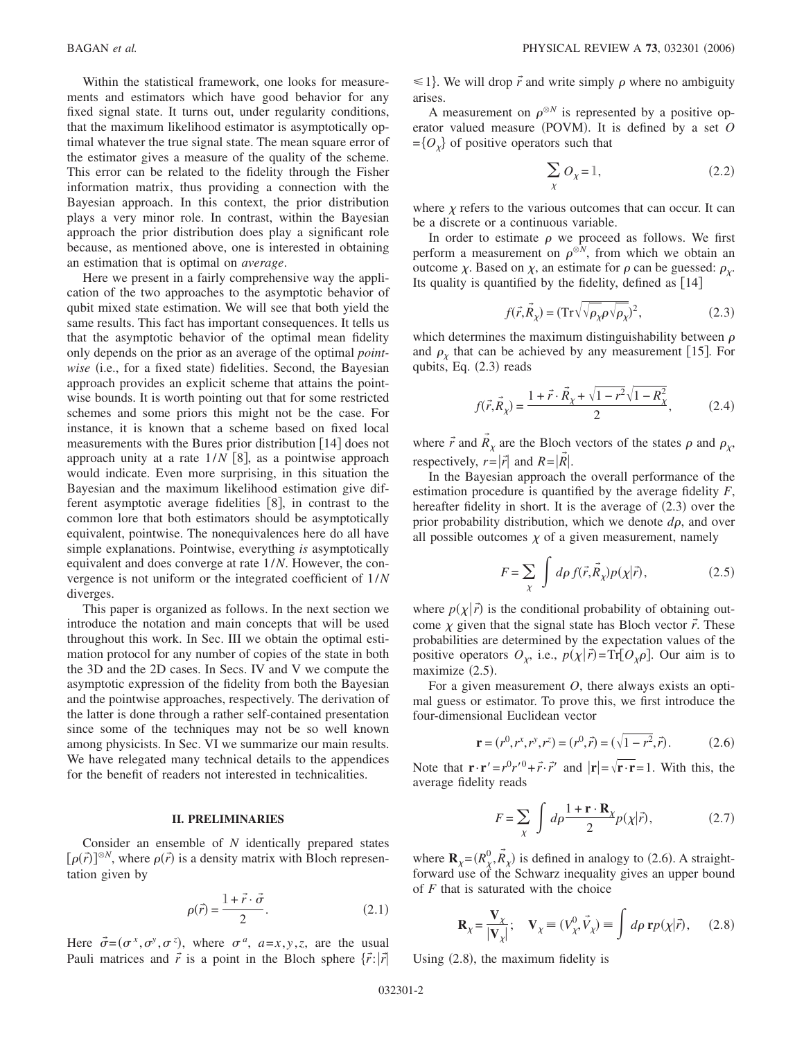Within the statistical framework, one looks for measurements and estimators which have good behavior for any fixed signal state. It turns out, under regularity conditions, that the maximum likelihood estimator is asymptotically optimal whatever the true signal state. The mean square error of the estimator gives a measure of the quality of the scheme. This error can be related to the fidelity through the Fisher information matrix, thus providing a connection with the Bayesian approach. In this context, the prior distribution plays a very minor role. In contrast, within the Bayesian approach the prior distribution does play a significant role because, as mentioned above, one is interested in obtaining an estimation that is optimal on *average*.

Here we present in a fairly comprehensive way the application of the two approaches to the asymptotic behavior of qubit mixed state estimation. We will see that both yield the same results. This fact has important consequences. It tells us that the asymptotic behavior of the optimal mean fidelity only depends on the prior as an average of the optimal *pointwise* (i.e., for a fixed state) fidelities. Second, the Bayesian approach provides an explicit scheme that attains the pointwise bounds. It is worth pointing out that for some restricted schemes and some priors this might not be the case. For instance, it is known that a scheme based on fixed local measurements with the Bures prior distribution [14] does not approach unity at a rate $1/N$ [8], as a pointwise approach would indicate. Even more surprising, in this situation the Bayesian and the maximum likelihood estimation give different asymptotic average fidelities [8], in contrast to the common lore that both estimators should be asymptotically equivalent, pointwise. The nonequivalences here do all have simple explanations. Pointwise, everything *is* asymptotically equivalent and does converge at rate $1/N$. However, the convergence is not uniform or the integrated coefficient of $1/N$ diverges.

This paper is organized as follows. In the next section we introduce the notation and main concepts that will be used throughout this work. In Sec. III we obtain the optimal estimation protocol for any number of copies of the state in both the 3D and the 2D cases. In Secs. IV and V we compute the asymptotic expression of the fidelity from both the Bayesian and the pointwise approaches, respectively. The derivation of the latter is done through a rather self-contained presentation since some of the techniques may not be so well known among physicists. In Sec. VI we summarize our main results. We have relegated many technical details to the appendices for the benefit of readers not interested in technicalities.

## II. PRELIMINARIES

Consider an ensemble of $N$ identically prepared states $[\rho(\vec{r})]^{\otimes N}$, where $\rho(\vec{r})$ is a density matrix with Bloch representation given by

$$\rho(\vec{r}) = \frac{1 + \vec{r}\cdot\vec{\sigma}}{2}. \tag{2.1}$$

Here $\vec{\sigma}=(\sigma^x,\sigma^y,\sigma^z)$, where $\sigma^a$, $a=x,y,z$, are the usual Pauli matrices and $\vec{r}$ is a point in the Bloch sphere $\{\vec{r}:|\vec{r}|\leq 1\}$. We will drop $\vec{r}$ and write simply $\rho$ where no ambiguity arises.

A measurement on $\rho^{\otimes N}$ is represented by a positive operator valued measure (POVM). It is defined by a set $O=\{O_\chi\}$ of positive operators such that

$$\sum_\chi O_\chi = 1, \tag{2.2}$$

where $\chi$ refers to the various outcomes that can occur. It can be a discrete or a continuous variable.

In order to estimate $\rho$ we proceed as follows. We first perform a measurement on $\rho^{\otimes N}$, from which we obtain an outcome $\chi$. Based on $\chi$, an estimate for $\rho$ can be guessed: $\rho_\chi$. Its quality is quantified by the fidelity, defined as [14]

$$f(\vec{r},\vec{R}_\chi) = (\mathrm{Tr}\sqrt{\sqrt{\rho_\chi}\rho\sqrt{\rho_\chi}})^2, \tag{2.3}$$

which determines the maximum distinguishability between $\rho$ and $\rho_\chi$ that can be achieved by any measurement [15]. For qubits, Eq. (2.3) reads

$$f(\vec{r},\vec{R}_\chi) = \frac{1 + \vec{r}\cdot\vec{R}_\chi + \sqrt{1-r^2}\sqrt{1-R_\chi^2}}{2}, \tag{2.4}$$

where $\vec{r}$ and $\vec{R}_\chi$ are the Bloch vectors of the states $\rho$ and $\rho_\chi$, respectively, $r=|\vec{r}|$ and $R=|\vec{R}|$.

In the Bayesian approach the overall performance of the estimation procedure is quantified by the average fidelity $F$, hereafter fidelity in short. It is the average of (2.3) over the prior probability distribution, which we denote $d\rho$, and over all possible outcomes $\chi$ of a given measurement, namely

$$F = \sum_\chi \int d\rho\, f(\vec{r},\vec{R}_\chi) p(\chi|\vec{r}), \tag{2.5}$$

where $p(\chi|\vec{r})$ is the conditional probability of obtaining outcome $\chi$ given that the signal state has Bloch vector $\vec{r}$. These probabilities are determined by the expectation values of the positive operators $O_\chi$, i.e., $p(\chi|\vec{r})=\mathrm{Tr}[O_\chi\rho]$. Our aim is to maximize (2.5).

For a given measurement $O$, there always exists an optimal guess or estimator. To prove this, we first introduce the four-dimensional Euclidean vector

$$\mathbf{r} = (r^0,r^x,r^y,r^z) = (r^0,\vec{r}) = (\sqrt{1-r^2},\vec{r}). \tag{2.6}$$

Note that $\mathbf{r}\cdot\mathbf{r}' = r^0 r'^0 + \vec{r}\cdot\vec{r}'$ and $|\mathbf{r}| = \sqrt{\mathbf{r}\cdot\mathbf{r}} = 1$. With this, the average fidelity reads

$$F = \sum_\chi \int d\rho \frac{1 + \mathbf{r}\cdot\mathbf{R}_\chi}{2} p(\chi|\vec{r}), \tag{2.7}$$

where $\mathbf{R}_\chi = (R_\chi^0,\vec{R}_\chi)$ is defined in analogy to (2.6). A straightforward use of the Schwarz inequality gives an upper bound of $F$ that is saturated with the choice

$$\mathbf{R}_\chi = \frac{\mathbf{V}_\chi}{|\mathbf{V}_\chi|}; \quad \mathbf{V}_\chi \equiv (V_\chi^0,\vec{V}_\chi) \equiv \int d\rho\, \mathbf{r}\, p(\chi|\vec{r}), \tag{2.8}$$

Using (2.8), the maximum fidelity is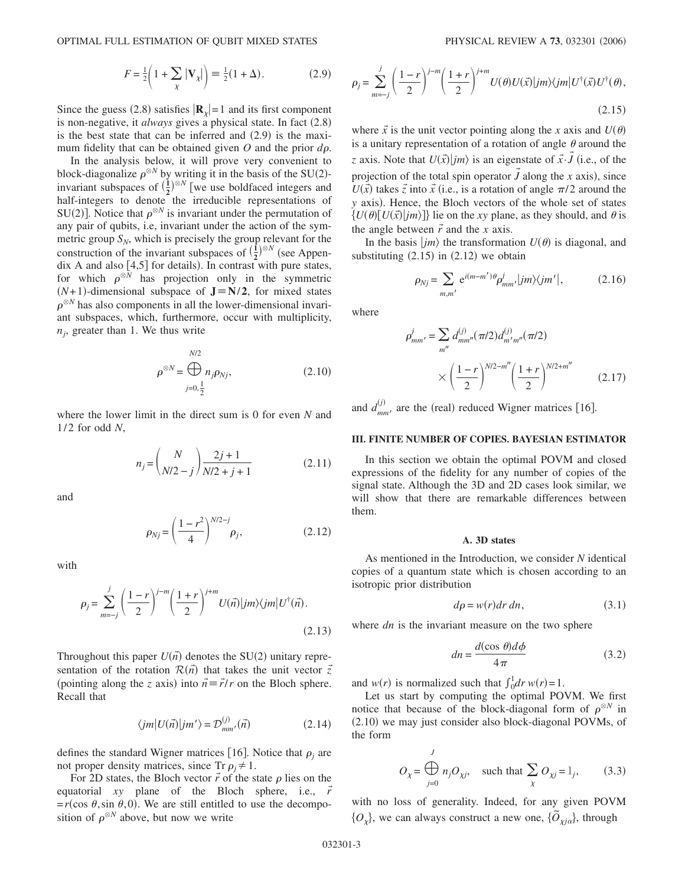$$F = \frac{1}{2}\left(1 + \sum_{\chi} |\mathbf{V}_\chi|\right) \equiv \frac{1}{2}(1+\Delta). \tag{2.9}$$

Since the guess (2.8) satisfies $|\mathbf{R}_\chi|=1$ and its first component is non-negative, it *always* gives a physical state. In fact (2.8) is the best state that can be inferred and (2.9) is the maximum fidelity that can be obtained given $O$ and the prior $d\rho$.

In the analysis below, it will prove very convenient to block-diagonalize $\rho^{\otimes N}$ by writing it in the basis of the SU(2)-invariant subspaces of $(\frac{\mathbf{1}}{\mathbf{2}})^{\otimes N}$ [we use boldfaced integers and half-integers to denote the irreducible representations of SU(2)]. Notice that $\rho^{\otimes N}$ is invariant under the permutation of any pair of qubits, i.e, invariant under the action of the symmetric group $S_N$, which is precisely the group relevant for the construction of the invariant subspaces of $(\frac{\mathbf{1}}{\mathbf{2}})^{\otimes N}$ (see Appendix A and also [4,5] for details). In contrast with pure states, for which $\rho^{\otimes N}$ has projection only in the symmetric $(N+1)$-dimensional subspace of $\mathbf{J}\equiv\mathbf{N/2}$, for mixed states $\rho^{\otimes N}$ has also components in all the lower-dimensional invariant subspaces, which, furthermore, occur with multiplicity, $n_j$, greater than 1. We thus write

$$\rho^{\otimes N} = \bigoplus_{j=0,\frac{1}{2}}^{N/2} n_j \rho_{Nj}, \tag{2.10}$$

where the lower limit in the direct sum is 0 for even $N$ and $1/2$ for odd $N$,

$$n_j = \binom{N}{N/2-j}\frac{2j+1}{N/2+j+1} \tag{2.11}$$

and

$$\rho_{Nj} = \left(\frac{1-r^2}{4}\right)^{N/2-j}\rho_j, \tag{2.12}$$

with

$$\rho_j = \sum_{m=-j}^{j}\left(\frac{1-r}{2}\right)^{j-m}\left(\frac{1+r}{2}\right)^{j+m} U(\vec{n})|jm\rangle\langle jm|U^\dagger(\vec{n}). \tag{2.13}$$

Throughout this paper $U(\vec{n})$ denotes the SU(2) unitary representation of the rotation $\mathcal{R}(\vec{n})$ that takes the unit vector $\vec{z}$ (pointing along the $z$ axis) into $\vec{n}\equiv\vec{r}/r$ on the Bloch sphere. Recall that

$$\langle jm|U(\vec{n})|jm'\rangle = \mathcal{D}^{(j)}_{mm'}(\vec{n}) \tag{2.14}$$

defines the standard Wigner matrices [16]. Notice that $\rho_j$ are not proper density matrices, since $\mathrm{Tr}\,\rho_j \neq 1$.

For 2D states, the Bloch vector $\vec{r}$ of the state $\rho$ lies on the equatorial $xy$ plane of the Bloch sphere, i.e., $\vec{r}=r(\cos\theta,\sin\theta,0)$. We are still entitled to use the decomposition of $\rho^{\otimes N}$ above, but now we write

$$\rho_j = \sum_{m=-j}^{j}\left(\frac{1-r}{2}\right)^{j-m}\left(\frac{1+r}{2}\right)^{j+m} U(\theta)U(\vec{x})|jm\rangle\langle jm|U^\dagger(\vec{x})U^\dagger(\theta), \tag{2.15}$$

where $\vec{x}$ is the unit vector pointing along the $x$ axis and $U(\theta)$ is a unitary representation of a rotation of angle $\theta$ around the $z$ axis. Note that $U(\vec{x})|jm\rangle$ is an eigenstate of $\vec{x}\cdot\vec{J}$ (i.e., of the projection of the total spin operator $\vec{J}$ along the $x$ axis), since $U(\vec{x})$ takes $\vec{z}$ into $\vec{x}$ (i.e., is a rotation of angle $\pi/2$ around the $y$ axis). Hence, the Bloch vectors of the whole set of states $\{U(\theta)[U(\vec{x})|jm\rangle]\}$ lie on the $xy$ plane, as they should, and $\theta$ is the angle between $\vec{r}$ and the $x$ axis.

In the basis $|jm\rangle$ the transformation $U(\theta)$ is diagonal, and substituting (2.15) in (2.12) we obtain

$$\rho_{Nj} = \sum_{m,m'} e^{i(m-m')\theta}\rho^j_{mm'}|jm\rangle\langle jm'|, \tag{2.16}$$

where

$$\rho^j_{mm'} = \sum_{m''} d^{(j)}_{mm''}(\pi/2)d^{(j)}_{m'm''}(\pi/2) \times \left(\frac{1-r}{2}\right)^{N/2-m''}\left(\frac{1+r}{2}\right)^{N/2+m''} \tag{2.17}$$

and $d^{(j)}_{mm'}$ are the (real) reduced Wigner matrices [16].

## III. FINITE NUMBER OF COPIES. BAYESIAN ESTIMATOR

In this section we obtain the optimal POVM and closed expressions of the fidelity for any number of copies of the signal state. Although the 3D and 2D cases look similar, we will show that there are remarkable differences between them.

### A. 3D states

As mentioned in the Introduction, we consider $N$ identical copies of a quantum state which is chosen according to an isotropic prior distribution

$$d\rho = w(r)dr\,dn, \tag{3.1}$$

where $dn$ is the invariant measure on the two sphere

$$dn = \frac{d(\cos\theta)d\phi}{4\pi} \tag{3.2}$$

and $w(r)$ is normalized such that $\int_0^1 dr\,w(r)=1$.

Let us start by computing the optimal POVM. We first notice that because of the block-diagonal form of $\rho^{\otimes N}$ in (2.10) we may just consider also block-diagonal POVMs, of the form

$$O_\chi = \bigoplus_{j=0}^{J} n_j O_{\chi j}, \quad \text{such that } \sum_\chi O_{\chi j} = 1_j, \tag{3.3}$$

with no loss of generality. Indeed, for any given POVM $\{O_\chi\}$, we can always construct a new one, $\{\tilde{O}_{\chi j\alpha}\}$, through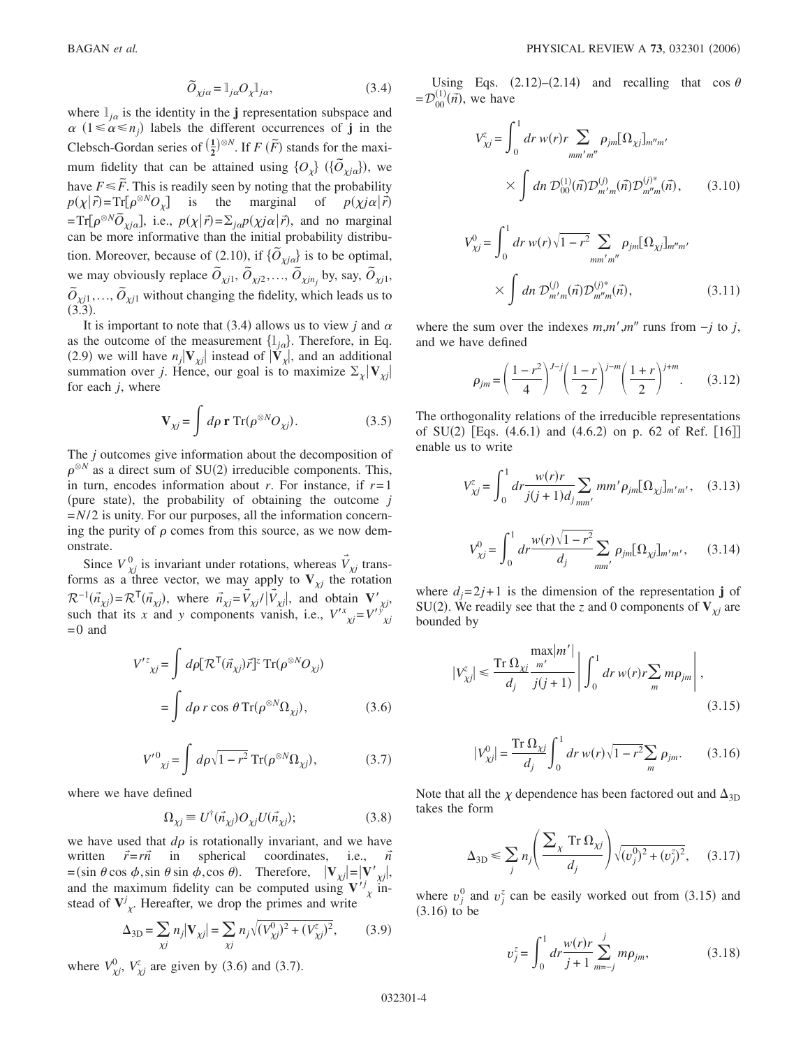$$\tilde{O}_{\chi j\alpha} = \mathbb{1}_{j\alpha} O_\chi \mathbb{1}_{j\alpha}, \tag{3.4}$$

where $\mathbb{1}_{j\alpha}$ is the identity in the $\mathbf{j}$ representation subspace and $\alpha$ $(1 \leqslant \alpha \leqslant n_j)$ labels the different occurrences of $\mathbf{j}$ in the Clebsch-Gordan series of $(\frac{1}{2})^{\otimes N}$. If $F$ $(\tilde{F})$ stands for the maximum fidelity that can be attained using $\{O_\chi\}$ $(\{\tilde{O}_{\chi j\alpha}\})$, we have $F \leqslant \tilde{F}$. This is readily seen by noting that the probability $p(\chi|\vec{r}) = \mathrm{Tr}[\rho^{\otimes N} O_\chi]$ is the marginal of $p(\chi j\alpha|\vec{r}) = \mathrm{Tr}[\rho^{\otimes N} \tilde{O}_{\chi j\alpha}]$, i.e., $p(\chi|\vec{r}) = \Sigma_{j\alpha} p(\chi j\alpha|\vec{r})$, and no marginal can be more informative than the initial probability distribution. Moreover, because of (2.10), if $\{\tilde{O}_{\chi j\alpha}\}$ is to be optimal, we may obviously replace $\tilde{O}_{\chi j1}, \tilde{O}_{\chi j2}, \ldots, \tilde{O}_{\chi j n_j}$ by, say, $\tilde{O}_{\chi j1}, \tilde{O}_{\chi j1}, \ldots, \tilde{O}_{\chi j1}$ without changing the fidelity, which leads us to (3.3).

It is important to note that (3.4) allows us to view $j$ and $\alpha$ as the outcome of the measurement $\{\mathbb{1}_{j\alpha}\}$. Therefore, in Eq. (2.9) we will have $n_j|\mathbf{V}_{\chi j}|$ instead of $|\mathbf{V}_\chi|$, and an additional summation over $j$. Hence, our goal is to maximize $\Sigma_\chi |\mathbf{V}_{\chi j}|$ for each $j$, where

$$\mathbf{V}_{\chi j} = \int d\rho \, \mathbf{r} \, \mathrm{Tr}(\rho^{\otimes N} O_{\chi j}). \tag{3.5}$$

The $j$ outcomes give information about the decomposition of $\rho^{\otimes N}$ as a direct sum of SU(2) irreducible components. This, in turn, encodes information about $r$. For instance, if $r=1$ (pure state), the probability of obtaining the outcome $j = N/2$ is unity. For our purposes, all the information concerning the purity of $\rho$ comes from this source, as we now demonstrate.

Since $V^0_{\chi j}$ is invariant under rotations, whereas $\vec{V}_{\chi j}$ transforms as a three vector, we may apply to $\mathbf{V}_{\chi j}$ the rotation $\mathcal{R}^{-1}(\vec{n}_{\chi j}) = \mathcal{R}^{\mathsf{T}}(\vec{n}_{\chi j})$, where $\vec{n}_{\chi j} = \vec{V}_{\chi j}/|\vec{V}_{\chi j}|$, and obtain $\mathbf{V}'_{\chi j}$, such that its $x$ and $y$ components vanish, i.e., $V'^x_{\chi j} = V'^y_{\chi j} = 0$ and

$$\begin{aligned} V'^z_{\chi j} &= \int d\rho [\mathcal{R}^{\mathsf{T}}(\vec{n}_{\chi j})\vec{r}]^z \, \mathrm{Tr}(\rho^{\otimes N} O_{\chi j}) \\ &= \int d\rho \, r \cos\theta \, \mathrm{Tr}(\rho^{\otimes N} \Omega_{\chi j}), \end{aligned} \tag{3.6}$$

$$V'^0_{\chi j} = \int d\rho \sqrt{1-r^2} \, \mathrm{Tr}(\rho^{\otimes N} \Omega_{\chi j}), \tag{3.7}$$

where we have defined

$$\Omega_{\chi j} \equiv U^\dagger(\vec{n}_{\chi j}) O_{\chi j} U(\vec{n}_{\chi j}); \tag{3.8}$$

we have used that $d\rho$ is rotationally invariant, and we have written $\vec{r} = r\vec{n}$ in spherical coordinates, i.e., $\vec{n} = (\sin\theta\cos\phi, \sin\theta\sin\phi, \cos\theta)$. Therefore, $|\mathbf{V}_{\chi j}| = |\mathbf{V}'_{\chi j}|$, and the maximum fidelity can be computed using $\mathbf{V}'^j_\chi$ instead of $\mathbf{V}^j_\chi$. Hereafter, we drop the primes and write

$$\Delta_{3\mathrm{D}} = \sum_{\chi j} n_j |\mathbf{V}_{\chi j}| = \sum_{\chi j} n_j \sqrt{(V^0_{\chi j})^2 + (V^z_{\chi j})^2}, \tag{3.9}$$

where $V^0_{\chi j}$, $V^z_{\chi j}$ are given by (3.6) and (3.7).

Using Eqs. (2.12)–(2.14) and recalling that $\cos\theta = \mathcal{D}^{(1)}_{00}(\vec{n})$, we have

$$\begin{aligned} V^z_{\chi j} = \int_0^1 dr \, w(r) r \sum_{mm'm''} \rho_{jm} [\Omega_{\chi j}]_{m''m'} \\ \times \int dn \, \mathcal{D}^{(1)}_{00}(\vec{n}) \mathcal{D}^{(j)}_{m'm}(\vec{n}) \mathcal{D}^{(j)*}_{m''m}(\vec{n}), \end{aligned} \tag{3.10}$$

$$\begin{aligned} V^0_{\chi j} = \int_0^1 dr \, w(r) \sqrt{1-r^2} \sum_{mm'm''} \rho_{jm} [\Omega_{\chi j}]_{m''m'} \\ \times \int dn \, \mathcal{D}^{(j)}_{m'm}(\vec{n}) \mathcal{D}^{(j)*}_{m''m}(\vec{n}), \end{aligned} \tag{3.11}$$

where the sum over the indexes $m, m', m''$ runs from $-j$ to $j$, and we have defined

$$\rho_{jm} = \left(\frac{1-r^2}{4}\right)^{J-j} \left(\frac{1-r}{2}\right)^{j-m} \left(\frac{1+r}{2}\right)^{j+m}. \tag{3.12}$$

The orthogonality relations of the irreducible representations of SU(2) [Eqs. (4.6.1) and (4.6.2) on p. 62 of Ref. [16]] enable us to write

$$V^z_{\chi j} = \int_0^1 dr \frac{w(r) r}{j(j+1) d_j} \sum_{mm'} m m' \rho_{jm} [\Omega_{\chi j}]_{m'm'}, \tag{3.13}$$

$$V^0_{\chi j} = \int_0^1 dr \frac{w(r)\sqrt{1-r^2}}{d_j} \sum_{mm'} \rho_{jm} [\Omega_{\chi j}]_{m'm'}, \tag{3.14}$$

where $d_j = 2j+1$ is the dimension of the representation $\mathbf{j}$ of SU(2). We readily see that the $z$ and 0 components of $\mathbf{V}_{\chi j}$ are bounded by

$$|V^z_{\chi j}| \leqslant \frac{\mathrm{Tr}\,\Omega_{\chi j}}{d_j} \frac{\max\limits_{m'} |m'|}{j(j+1)} \left| \int_0^1 dr \, w(r) r \sum_m m \rho_{jm} \right|, \tag{3.15}$$

$$|V^0_{\chi j}| = \frac{\mathrm{Tr}\,\Omega_{\chi j}}{d_j} \int_0^1 dr \, w(r) \sqrt{1-r^2} \sum_m \rho_{jm}. \tag{3.16}$$

Note that all the $\chi$ dependence has been factored out and $\Delta_{3\mathrm{D}}$ takes the form

$$\Delta_{3\mathrm{D}} \leqslant \sum_j n_j \left( \frac{\sum_\chi \mathrm{Tr}\,\Omega_{\chi j}}{d_j} \right) \sqrt{(v^0_j)^2 + (v^z_j)^2}, \tag{3.17}$$

where $v^0_j$ and $v^z_j$ can be easily worked out from (3.15) and (3.16) to be

$$v^z_j = \int_0^1 dr \frac{w(r) r}{j+1} \sum_{m=-j}^{j} m \rho_{jm}, \tag{3.18}$$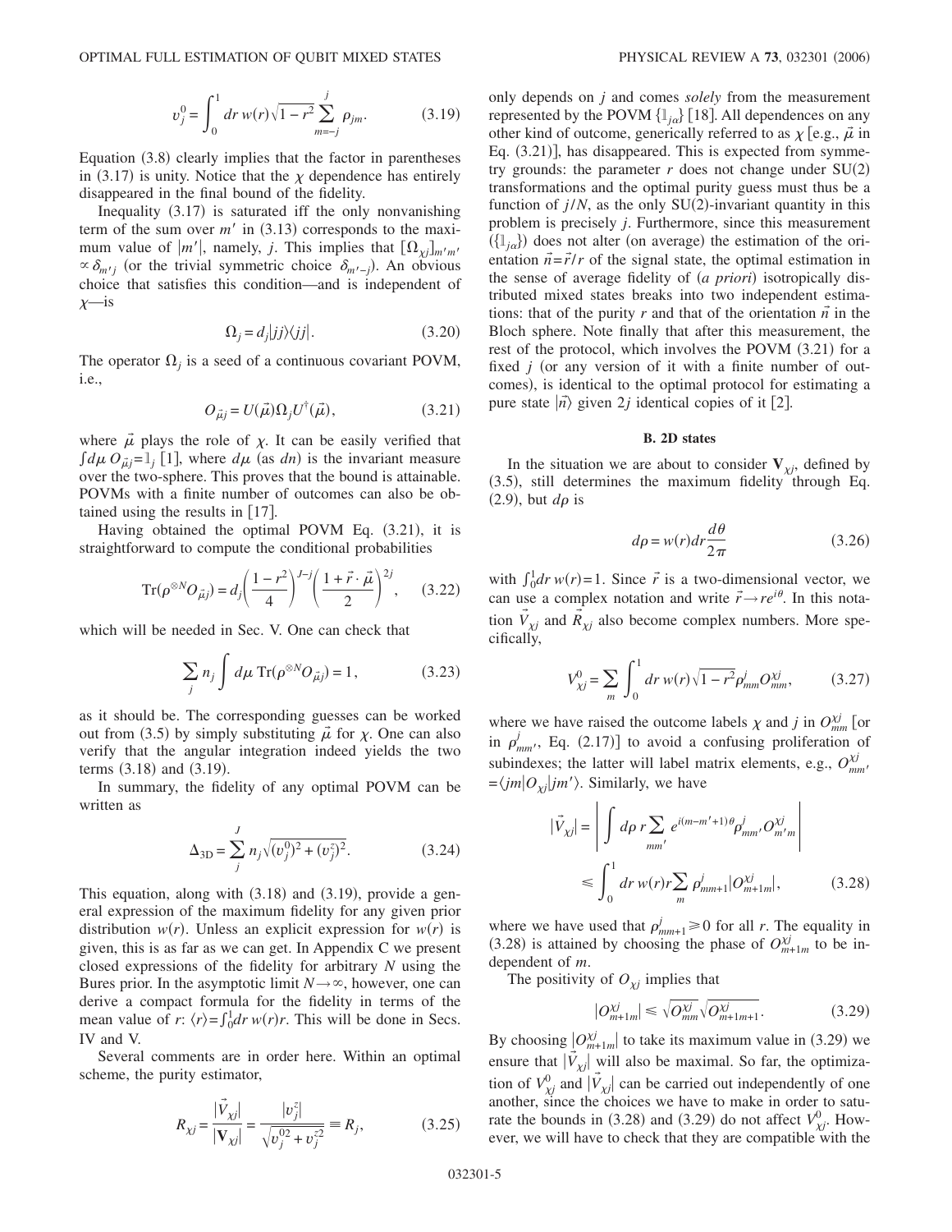$$v_j^0 = \int_0^1 dr\, w(r)\sqrt{1-r^2} \sum_{m=-j}^{j} \rho_{jm}. \tag{3.19}$$

Equation (3.8) clearly implies that the factor in parentheses in (3.17) is unity. Notice that the $\chi$ dependence has entirely disappeared in the final bound of the fidelity.

Inequality (3.17) is saturated iff the only nonvanishing term of the sum over $m'$ in (3.13) corresponds to the maximum value of $|m'|$, namely, $j$. This implies that $[\Omega_{\chi j}]_{m'm'} \propto \delta_{m'j}$ (or the trivial symmetric choice $\delta_{m'-j}$). An obvious choice that satisfies this condition—and is independent of $\chi$—is

$$\Omega_j = d_j |jj\rangle\langle jj|. \tag{3.20}$$

The operator $\Omega_j$ is a seed of a continuous covariant POVM, i.e.,

$$O_{\vec{\mu}j} = U(\vec{\mu})\Omega_j U^{\dagger}(\vec{\mu}), \tag{3.21}$$

where $\vec{\mu}$ plays the role of $\chi$. It can be easily verified that $\int d\mu\, O_{\vec{\mu}j} = \mathbb{1}_j$ [1], where $d\mu$ (as $dn$) is the invariant measure over the two-sphere. This proves that the bound is attainable. POVMs with a finite number of outcomes can also be obtained using the results in [17].

Having obtained the optimal POVM Eq. (3.21), it is straightforward to compute the conditional probabilities

$$\mathrm{Tr}(\rho^{\otimes N} O_{\vec{\mu}j}) = d_j \left(\frac{1-r^2}{4}\right)^{J-j} \left(\frac{1+\vec{r}\cdot\vec{\mu}}{2}\right)^{2j}, \tag{3.22}$$

which will be needed in Sec. V. One can check that

$$\sum_j n_j \int d\mu\, \mathrm{Tr}(\rho^{\otimes N} O_{\vec{\mu}j}) = 1, \tag{3.23}$$

as it should be. The corresponding guesses can be worked out from (3.5) by simply substituting $\vec{\mu}$ for $\chi$. One can also verify that the angular integration indeed yields the two terms (3.18) and (3.19).

In summary, the fidelity of any optimal POVM can be written as

$$\Delta_{3\mathrm{D}} = \sum_j^J n_j \sqrt{(v_j^0)^2 + (v_j^z)^2}. \tag{3.24}$$

This equation, along with (3.18) and (3.19), provide a general expression of the maximum fidelity for any given prior distribution $w(r)$. Unless an explicit expression for $w(r)$ is given, this is as far as we can get. In Appendix C we present closed expressions of the fidelity for arbitrary $N$ using the Bures prior. In the asymptotic limit $N\to\infty$, however, one can derive a compact formula for the fidelity in terms of the mean value of $r$: $\langle r\rangle = \int_0^1 dr\, w(r) r$. This will be done in Secs. IV and V.

Several comments are in order here. Within an optimal scheme, the purity estimator,

$$R_{\chi j} = \frac{|\vec{V}_{\chi j}|}{|\mathbf{V}_{\chi j}|} = \frac{|v_j^z|}{\sqrt{v_j^{02} + v_j^{z2}}} \equiv R_j, \tag{3.25}$$

only depends on $j$ and comes *solely* from the measurement represented by the POVM $\{\mathbb{1}_{j\alpha}\}$ [18]. All dependences on any other kind of outcome, generically referred to as $\chi$ [e.g., $\vec{\mu}$ in Eq. (3.21)], has disappeared. This is expected from symmetry grounds: the parameter $r$ does not change under SU(2) transformations and the optimal purity guess must thus be a function of $j/N$, as the only SU(2)-invariant quantity in this problem is precisely $j$. Furthermore, since this measurement $(\{\mathbb{1}_{j\alpha}\})$ does not alter (on average) the estimation of the orientation $\vec{n}=\vec{r}/r$ of the signal state, the optimal estimation in the sense of average fidelity of (*a priori*) isotropically distributed mixed states breaks into two independent estimations: that of the purity $r$ and that of the orientation $\vec{n}$ in the Bloch sphere. Note finally that after this measurement, the rest of the protocol, which involves the POVM (3.21) for a fixed $j$ (or any version of it with a finite number of outcomes), is identical to the optimal protocol for estimating a pure state $|\vec{n}\rangle$ given $2j$ identical copies of it [2].

### B. 2D states

In the situation we are about to consider $\mathbf{V}_{\chi j}$, defined by (3.5), still determines the maximum fidelity through Eq. (2.9), but $d\rho$ is

$$d\rho = w(r) dr \frac{d\theta}{2\pi} \tag{3.26}$$

with $\int_0^1 dr\, w(r) = 1$. Since $\vec{r}$ is a two-dimensional vector, we can use a complex notation and write $\vec{r}\to re^{i\theta}$. In this notation $\vec{V}_{\chi j}$ and $\vec{R}_{\chi j}$ also become complex numbers. More specifically,

$$V_{\chi j}^0 = \sum_m \int_0^1 dr\, w(r)\sqrt{1-r^2}\, \rho_{mm}^j O_{mm}^{\chi j}, \tag{3.27}$$

where we have raised the outcome labels $\chi$ and $j$ in $O_{mm}^{\chi j}$ [or in $\rho_{mm'}^j$, Eq. (2.17)] to avoid a confusing proliferation of subindexes; the latter will label matrix elements, e.g., $O_{mm'}^{\chi j} = \langle jm|O_{\chi j}|jm'\rangle$. Similarly, we have

$$|\vec{V}_{\chi j}| = \left| \int d\rho\, r \sum_{mm'} e^{i(m-m'+1)\theta} \rho_{mm'}^j O_{m'm}^{\chi j} \right| \leq \int_0^1 dr\, w(r) r \sum_m \rho_{mm+1}^j |O_{m+1m}^{\chi j}|, \tag{3.28}$$

where we have used that $\rho_{mm+1}^j \geq 0$ for all $r$. The equality in (3.28) is attained by choosing the phase of $O_{m+1m}^{\chi j}$ to be independent of $m$.

The positivity of $O_{\chi j}$ implies that

$$|O_{m+1m}^{\chi j}| \leq \sqrt{O_{mm}^{\chi j}}\sqrt{O_{m+1m+1}^{\chi j}}. \tag{3.29}$$

By choosing $|O_{m+1m}^{\chi j}|$ to take its maximum value in (3.29) we ensure that $|\vec{V}_{\chi j}|$ will also be maximal. So far, the optimization of $V_{\chi j}^0$ and $|\vec{V}_{\chi j}|$ can be carried out independently of one another, since the choices we have to make in order to saturate the bounds in (3.28) and (3.29) do not affect $V_{\chi j}^0$. However, we will have to check that they are compatible with the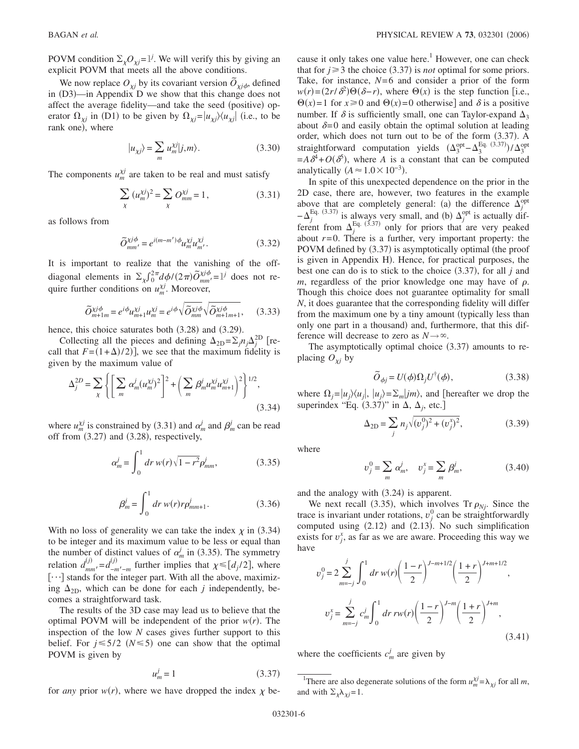POVM condition $\sum_\chi O_{\chi j} = \mathbb{1}^j$. We will verify this by giving an explicit POVM that meets all the above conditions.

We now replace $O_{\chi j}$ by its covariant version $\tilde{O}_{\chi j \phi}$, defined in (D3)—in Appendix D we show that this change does not affect the average fidelity—and take the seed (positive) operator $\Omega_{\chi j}$ in (D1) to be given by $\Omega_{\chi j} = |u_{\chi j}\rangle\langle u_{\chi j}|$ (i.e., to be rank one), where

$$|u_{\chi j}\rangle = \sum_m u_m^{\chi j} |j,m\rangle. \tag{3.30}$$

The components $u_m^{\chi j}$ are taken to be real and must satisfy

$$\sum_\chi (u_m^{\chi j})^2 = \sum_\chi O_{mm}^{\chi j} = 1, \tag{3.31}$$

as follows from

$$\tilde{O}_{mm'}^{\chi j \phi} = e^{i(m-m')\phi} u_m^{\chi j} u_{m'}^{\chi j}. \tag{3.32}$$

It is important to realize that the vanishing of the off-diagonal elements in $\sum_\chi \int_0^{2\pi} d\phi/(2\pi) \tilde{O}_{mm'}^{\chi j \phi} = \mathbb{1}^j$ does not require further conditions on $u_m^{\chi j}$. Moreover,

$$\tilde{O}_{m+1 m}^{\chi j \phi} = e^{i\phi} u_{m+1}^{\chi j} u_m^{\chi j} = e^{i\phi} \sqrt{\tilde{O}_{mm}^{\chi j \phi}} \sqrt{\tilde{O}_{m+1 m+1}^{\chi j \phi}}, \tag{3.33}$$

hence, this choice saturates both (3.28) and (3.29).

Collecting all the pieces and defining $\Delta_{2D} = \sum_j n_j \Delta_j^{2D}$ [recall that $F = (1+\Delta)/2)$], we see that the maximum fidelity is given by the maximum value of

$$\Delta_j^{2D} = \sum_\chi \left\{ \left[ \sum_m \alpha_m^j (u_m^{\chi j})^2 \right]^2 + \left( \sum_m \beta_m^j u_m^{\chi j} u_{m+1}^{\chi j} \right)^2 \right\}^{1/2}, \tag{3.34}$$

where $u_m^{\chi j}$ is constrained by (3.31) and $\alpha_m^j$ and $\beta_m^j$ can be read off from (3.27) and (3.28), respectively,

$$\alpha_m^j = \int_0^1 dr\, w(r) \sqrt{1-r^2} \rho_{mm}^j, \tag{3.35}$$

$$\beta_m^j = \int_0^1 dr\, w(r) r \rho_{mm+1}^j. \tag{3.36}$$

With no loss of generality we can take the index $\chi$ in (3.34) to be integer and its maximum value to be less or equal than the number of distinct values of $\alpha_m^j$ in (3.35). The symmetry relation $d_{mm'}^{(j)} = d_{-m'-m}^{(j)}$ further implies that $\chi \leq [d_j/2]$, where $[\cdots]$ stands for the integer part. With all the above, maximizing $\Delta_{2D}$, which can be done for each $j$ independently, becomes a straightforward task.

The results of the 3D case may lead us to believe that the optimal POVM will be independent of the prior $w(r)$. The inspection of the low $N$ cases gives further support to this belief. For $j \leq 5/2$ ($N \leq 5$) one can show that the optimal POVM is given by

$$u_m^j = 1 \tag{3.37}$$

for *any* prior $w(r)$, where we have dropped the index $\chi$ because it only takes one value here.[1] However, one can check that for $j \geq 3$ the choice (3.37) is *not* optimal for some priors. Take, for instance, $N=6$ and consider a prior of the form $w(r) = (2r/\delta^2)\Theta(\delta - r)$, where $\Theta(x)$ is the step function [i.e., $\Theta(x)=1$ for $x \geq 0$ and $\Theta(x)=0$ otherwise] and $\delta$ is a positive number. If $\delta$ is sufficiently small, one can Taylor-expand $\Delta_3$ about $\delta=0$ and easily obtain the optimal solution at leading order, which does not turn out to be of the form (3.37). A straightforward computation yields $(\Delta_3^{\rm opt} - \Delta_3^{\rm Eq.\ (3.37)})/\Delta_3^{\rm opt} = A\delta^4 + O(\delta^5)$, where $A$ is a constant that can be computed analytically ($A \approx 1.0 \times 10^{-3}$).

In spite of this unexpected dependence on the prior in the 2D case, there are, however, two features in the example above that are completely general: (a) the difference $\Delta_j^{\rm opt} - \Delta_j^{\rm Eq.\ (3.37)}$ is always very small, and (b) $\Delta_j^{\rm opt}$ is actually different from $\Delta_j^{\rm Eq.\ (3.37)}$ only for priors that are very peaked about $r=0$. There is a further, very important property: the POVM defined by (3.37) is asymptotically optimal (the proof is given in Appendix H). Hence, for practical purposes, the best one can do is to stick to the choice (3.37), for all $j$ and $m$, regardless of the prior knowledge one may have of $\rho$. Though this choice does not guarantee optimality for small $N$, it does guarantee that the corresponding fidelity will differ from the maximum one by a tiny amount (typically less than only one part in a thousand) and, furthermore, that this difference will decrease to zero as $N \to \infty$.

The asymptotically optimal choice (3.37) amounts to replacing $O_{\chi j}$ by

$$\tilde{O}_{\phi j} = U(\phi) \Omega_j U^\dagger(\phi), \tag{3.38}$$

where $\Omega_j = |u_j\rangle\langle u_j|$, $|u_j\rangle = \sum_m |jm\rangle$, and [hereafter we drop the superindex "Eq. (3.37)" in $\Delta$, $\Delta_j$, etc.]

$$\Delta_{2D} = \sum_j n_j \sqrt{(v_j^0)^2 + (v_j^x)^2}, \tag{3.39}$$

where

$$v_j^0 = \sum_m \alpha_m^j, \quad v_j^x = \sum_m \beta_m^j, \tag{3.40}$$

and the analogy with (3.24) is apparent.

We next recall (3.35), which involves $\operatorname{Tr} \rho_{Nj}$. Since the trace is invariant under rotations, $v_j^0$ can be straightforwardly computed using (2.12) and (2.13). No such simplification exists for $v_j^x$, as far as we are aware. Proceeding this way we have

$$v_j^0 = 2 \sum_{m=-j}^{j} \int_0^1 dr\, w(r) \left( \frac{1-r}{2} \right)^{J-m+1/2} \left( \frac{1+r}{2} \right)^{J+m+1/2},$$

$$v_j^x = \sum_{m=-j}^{j} c_m^j \int_0^1 dr\, r w(r) \left( \frac{1-r}{2} \right)^{J-m} \left( \frac{1+r}{2} \right)^{J+m}, \tag{3.41}$$

where the coefficients $c_m^j$ are given by

---

[1] There are also degenerate solutions of the form $u_m^{\chi j} = \lambda_{\chi j}$ for all $m$, and with $\sum_\chi \lambda_{\chi j} = 1$.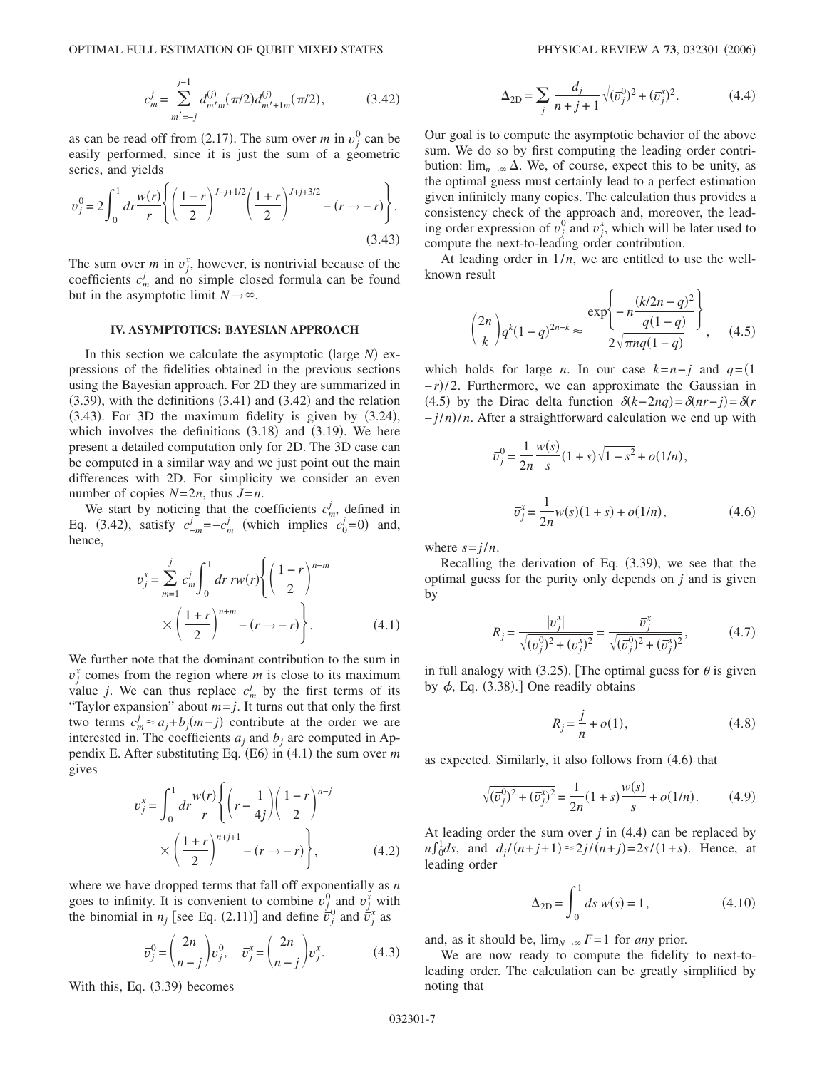$$c_m^j = \sum_{m'=-j}^{j-1} d_{m'm}^{(j)}(\pi/2) d_{m'+1m}^{(j)}(\pi/2), \tag{3.42}$$

as can be read off from (2.17). The sum over $m$ in $v_j^0$ can be easily performed, since it is just the sum of a geometric series, and yields

$$v_j^0 = 2\int_0^1 dr \frac{w(r)}{r}\left\{\left(\frac{1-r}{2}\right)^{J-j+1/2}\left(\frac{1+r}{2}\right)^{J+j+3/2} - (r \to -r)\right\}. \tag{3.43}$$

The sum over $m$ in $v_j^x$, however, is nontrivial because of the coefficients $c_m^j$ and no simple closed formula can be found but in the asymptotic limit $N \to \infty$.

## IV. ASYMPTOTICS: BAYESIAN APPROACH

In this section we calculate the asymptotic (large $N$) expressions of the fidelities obtained in the previous sections using the Bayesian approach. For 2D they are summarized in (3.39), with the definitions (3.41) and (3.42) and the relation (3.43). For 3D the maximum fidelity is given by (3.24), which involves the definitions (3.18) and (3.19). We here present a detailed computation only for 2D. The 3D case can be computed in a similar way and we just point out the main differences with 2D. For simplicity we consider an even number of copies $N=2n$, thus $J=n$.

We start by noticing that the coefficients $c_m^j$, defined in Eq. (3.42), satisfy $c_{-m}^j = -c_m^j$ (which implies $c_0^j = 0$) and, hence,

$$v_j^x = \sum_{m=1}^{j} c_m^j \int_0^1 dr\, r w(r)\left\{\left(\frac{1-r}{2}\right)^{n-m} \times \left(\frac{1+r}{2}\right)^{n+m} - (r \to -r)\right\}. \tag{4.1}$$

We further note that the dominant contribution to the sum in $v_j^x$ comes from the region where $m$ is close to its maximum value $j$. We can thus replace $c_m^j$ by the first terms of its "Taylor expansion" about $m=j$. It turns out that only the first two terms $c_m^j \approx a_j + b_j(m-j)$ contribute at the order we are interested in. The coefficients $a_j$ and $b_j$ are computed in Appendix E. After substituting Eq. (E6) in (4.1) the sum over $m$ gives

$$v_j^x = \int_0^1 dr \frac{w(r)}{r}\left\{\left(r - \frac{1}{4j}\right)\left(\frac{1-r}{2}\right)^{n-j} \times \left(\frac{1+r}{2}\right)^{n+j+1} - (r \to -r)\right\}, \tag{4.2}$$

where we have dropped terms that fall off exponentially as $n$ goes to infinity. It is convenient to combine $v_j^0$ and $v_j^x$ with the binomial in $n_j$ [see Eq. (2.11)] and define $\bar{v}_j^0$ and $\bar{v}_j^x$ as

$$\bar{v}_j^0 = \binom{2n}{n-j} v_j^0, \quad \bar{v}_j^x = \binom{2n}{n-j} v_j^x. \tag{4.3}$$

With this, Eq. (3.39) becomes

$$\Delta_{2D} = \sum_j \frac{d_j}{n+j+1}\sqrt{(\bar{v}_j^0)^2 + (\bar{v}_j^x)^2}. \tag{4.4}$$

Our goal is to compute the asymptotic behavior of the above sum. We do so by first computing the leading order contribution: $\lim_{n\to\infty}\Delta$. We, of course, expect this to be unity, as the optimal guess must certainly lead to a perfect estimation given infinitely many copies. The calculation thus provides a consistency check of the approach and, moreover, the leading order expression of $\bar{v}_j^0$ and $\bar{v}_j^x$, which will be later used to compute the next-to-leading order contribution.

At leading order in $1/n$, we are entitled to use the well-known result

$$\binom{2n}{k} q^k (1-q)^{2n-k} \approx \frac{\exp\left\{-n\dfrac{(k/2n-q)^2}{q(1-q)}\right\}}{2\sqrt{\pi n q(1-q)}}, \tag{4.5}$$

which holds for large $n$. In our case $k=n-j$ and $q=(1-r)/2$. Furthermore, we can approximate the Gaussian in (4.5) by the Dirac delta function $\delta(k-2nq)=\delta(nr-j)=\delta(r-j/n)/n$. After a straightforward calculation we end up with

$$\bar{v}_j^0 = \frac{1}{2n}\frac{w(s)}{s}(1+s)\sqrt{1-s^2} + o(1/n),$$

$$\bar{v}_j^x = \frac{1}{2n} w(s)(1+s) + o(1/n), \tag{4.6}$$

where $s=j/n$.

Recalling the derivation of Eq. (3.39), we see that the optimal guess for the purity only depends on $j$ and is given by

$$R_j = \frac{|v_j^x|}{\sqrt{(v_j^0)^2 + (v_j^x)^2}} = \frac{\bar{v}_j^x}{\sqrt{(\bar{v}_j^0)^2 + (\bar{v}_j^x)^2}}, \tag{4.7}$$

in full analogy with (3.25). [The optimal guess for $\theta$ is given by $\phi$, Eq. (3.38).] One readily obtains

$$R_j = \frac{j}{n} + o(1), \tag{4.8}$$

as expected. Similarly, it also follows from (4.6) that

$$\sqrt{(\bar{v}_j^0)^2 + (\bar{v}_j^x)^2} = \frac{1}{2n}(1+s)\frac{w(s)}{s} + o(1/n). \tag{4.9}$$

At leading order the sum over $j$ in (4.4) can be replaced by $n\int_0^1 ds$, and $d_j/(n+j+1) \approx 2j/(n+j) = 2s/(1+s)$. Hence, at leading order

$$\Delta_{2D} = \int_0^1 ds\, w(s) = 1, \tag{4.10}$$

and, as it should be, $\lim_{N\to\infty} F = 1$ for *any* prior.

We are now ready to compute the fidelity to next-to-leading order. The calculation can be greatly simplified by noting that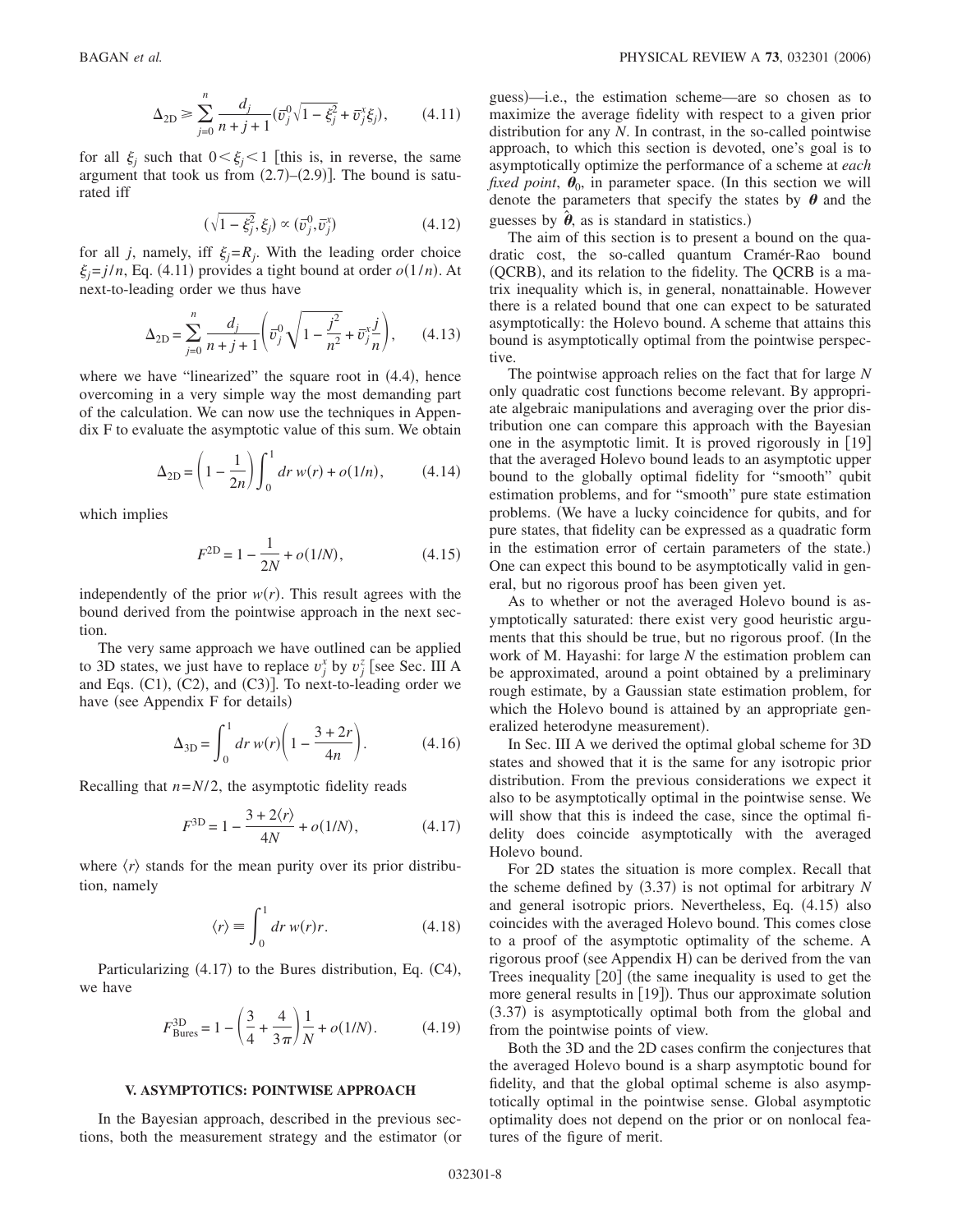$$\Delta_{2D} \geq \sum_{j=0}^{n} \frac{d_j}{n+j+1}(\bar{v}_j^0\sqrt{1-\xi_j^2}+\bar{v}_j^x\xi_j), \qquad (4.11)$$

for all $\xi_j$ such that $0<\xi_j<1$ [this is, in reverse, the same argument that took us from (2.7)–(2.9)]. The bound is saturated iff

$$(\sqrt{1-\xi_j^2},\xi_j) \propto (\bar{v}_j^0,\bar{v}_j^x) \qquad (4.12)$$

for all $j$, namely, iff $\xi_j=R_j$. With the leading order choice $\xi_j=j/n$, Eq. (4.11) provides a tight bound at order $o(1/n)$. At next-to-leading order we thus have

$$\Delta_{2D} = \sum_{j=0}^{n} \frac{d_j}{n+j+1}\left(\bar{v}_j^0\sqrt{1-\frac{j^2}{n^2}}+\bar{v}_j^x\frac{j}{n}\right), \qquad (4.13)$$

where we have "linearized" the square root in (4.4), hence overcoming in a very simple way the most demanding part of the calculation. We can now use the techniques in Appendix F to evaluate the asymptotic value of this sum. We obtain

$$\Delta_{2D} = \left(1-\frac{1}{2n}\right)\int_0^1 dr\, w(r) + o(1/n), \qquad (4.14)$$

which implies

$$F^{2D} = 1-\frac{1}{2N}+o(1/N), \qquad (4.15)$$

independently of the prior $w(r)$. This result agrees with the bound derived from the pointwise approach in the next section.

The very same approach we have outlined can be applied to 3D states, we just have to replace $v_j^x$ by $v_j^z$ [see Sec. III A and Eqs. (C1), (C2), and (C3)]. To next-to-leading order we have (see Appendix F for details)

$$\Delta_{3D} = \int_0^1 dr\, w(r)\left(1-\frac{3+2r}{4n}\right). \qquad (4.16)$$

Recalling that $n=N/2$, the asymptotic fidelity reads

$$F^{3D} = 1-\frac{3+2\langle r\rangle}{4N}+o(1/N), \qquad (4.17)$$

where $\langle r\rangle$ stands for the mean purity over its prior distribution, namely

$$\langle r\rangle \equiv \int_0^1 dr\, w(r) r. \qquad (4.18)$$

Particularizing (4.17) to the Bures distribution, Eq. (C4), we have

$$F^{3D}_{\text{Bures}} = 1-\left(\frac{3}{4}+\frac{4}{3\pi}\right)\frac{1}{N}+o(1/N). \qquad (4.19)$$

## V. ASYMPTOTICS: POINTWISE APPROACH

In the Bayesian approach, described in the previous sections, both the measurement strategy and the estimator (or guess)—i.e., the estimation scheme—are so chosen as to maximize the average fidelity with respect to a given prior distribution for any $N$. In contrast, in the so-called pointwise approach, to which this section is devoted, one's goal is to asymptotically optimize the performance of a scheme at *each fixed point*, $\boldsymbol{\theta}_0$, in parameter space. (In this section we will denote the parameters that specify the states by $\boldsymbol{\theta}$ and the guesses by $\hat{\boldsymbol{\theta}}$, as is standard in statistics.)

The aim of this section is to present a bound on the quadratic cost, the so-called quantum Cramér-Rao bound (QCRB), and its relation to the fidelity. The QCRB is a matrix inequality which is, in general, nonattainable. However there is a related bound that one can expect to be saturated asymptotically: the Holevo bound. A scheme that attains this bound is asymptotically optimal from the pointwise perspective.

The pointwise approach relies on the fact that for large $N$ only quadratic cost functions become relevant. By appropriate algebraic manipulations and averaging over the prior distribution one can compare this approach with the Bayesian one in the asymptotic limit. It is proved rigorously in [19] that the averaged Holevo bound leads to an asymptotic upper bound to the globally optimal fidelity for "smooth" qubit estimation problems, and for "smooth" pure state estimation problems. (We have a lucky coincidence for qubits, and for pure states, that fidelity can be expressed as a quadratic form in the estimation error of certain parameters of the state.) One can expect this bound to be asymptotically valid in general, but no rigorous proof has been given yet.

As to whether or not the averaged Holevo bound is asymptotically saturated: there exist very good heuristic arguments that this should be true, but no rigorous proof. (In the work of M. Hayashi: for large $N$ the estimation problem can be approximated, around a point obtained by a preliminary rough estimate, by a Gaussian state estimation problem, for which the Holevo bound is attained by an appropriate generalized heterodyne measurement).

In Sec. III A we derived the optimal global scheme for 3D states and showed that it is the same for any isotropic prior distribution. From the previous considerations we expect it also to be asymptotically optimal in the pointwise sense. We will show that this is indeed the case, since the optimal fidelity does coincide asymptotically with the averaged Holevo bound.

For 2D states the situation is more complex. Recall that the scheme defined by (3.37) is not optimal for arbitrary $N$ and general isotropic priors. Nevertheless, Eq. (4.15) also coincides with the averaged Holevo bound. This comes close to a proof of the asymptotic optimality of the scheme. A rigorous proof (see Appendix H) can be derived from the van Trees inequality [20] (the same inequality is used to get the more general results in [19]). Thus our approximate solution (3.37) is asymptotically optimal both from the global and from the pointwise points of view.

Both the 3D and the 2D cases confirm the conjectures that the averaged Holevo bound is a sharp asymptotic bound for fidelity, and that the global optimal scheme is also asymptotically optimal in the pointwise sense. Global asymptotic optimality does not depend on the prior or on nonlocal features of the figure of merit.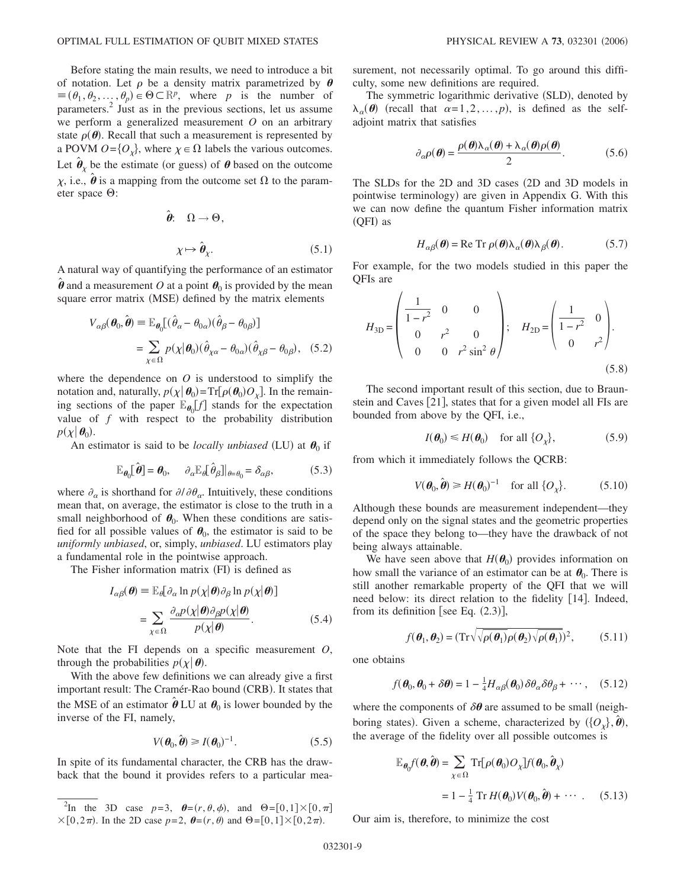Before stating the main results, we need to introduce a bit of notation. Let $\rho$ be a density matrix parametrized by $\boldsymbol{\theta} \equiv (\theta_1, \theta_2, \ldots, \theta_p) \in \Theta \subset \mathbb{R}^p$, where $p$ is the number of parameters.[2] Just as in the previous sections, let us assume we perform a generalized measurement $O$ on an arbitrary state $\rho(\boldsymbol{\theta})$. Recall that such a measurement is represented by a POVM $O=\{O_\chi\}$, where $\chi \in \Omega$ labels the various outcomes. Let $\hat{\boldsymbol{\theta}}_\chi$ be the estimate (or guess) of $\boldsymbol{\theta}$ based on the outcome $\chi$, i.e., $\hat{\boldsymbol{\theta}}$ is a mapping from the outcome set $\Omega$ to the parameter space $\Theta$:

$$\hat{\boldsymbol{\theta}}: \quad \Omega \to \Theta,$$

$$\chi \mapsto \hat{\boldsymbol{\theta}}_\chi. \tag{5.1}$$

A natural way of quantifying the performance of an estimator $\hat{\boldsymbol{\theta}}$ and a measurement $O$ at a point $\boldsymbol{\theta}_0$ is provided by the mean square error matrix (MSE) defined by the matrix elements

$$\begin{aligned} V_{\alpha\beta}(\boldsymbol{\theta}_0, \hat{\boldsymbol{\theta}}) &\equiv \mathbb{E}_{\boldsymbol{\theta}_0}[(\hat{\theta}_\alpha - \theta_{0\alpha})(\hat{\theta}_\beta - \theta_{0\beta})] \\ &= \sum_{\chi \in \Omega} p(\chi|\boldsymbol{\theta}_0)(\hat{\theta}_{\chi\alpha} - \theta_{0\alpha})(\hat{\theta}_{\chi\beta} - \theta_{0\beta}), \end{aligned} \tag{5.2}$$

where the dependence on $O$ is understood to simplify the notation and, naturally, $p(\chi|\boldsymbol{\theta}_0) = \mathrm{Tr}[\rho(\boldsymbol{\theta}_0)O_\chi]$. In the remaining sections of the paper $\mathbb{E}_{\boldsymbol{\theta}_0}[f]$ stands for the expectation value of $f$ with respect to the probability distribution $p(\chi|\boldsymbol{\theta}_0)$.

An estimator is said to be *locally unbiased* (LU) at $\boldsymbol{\theta}_0$ if

$$\mathbb{E}_{\boldsymbol{\theta}_0}[\hat{\boldsymbol{\theta}}] = \boldsymbol{\theta}_0, \quad \partial_\alpha \mathbb{E}_{\boldsymbol{\theta}}[\hat{\theta}_\beta]|_{\theta=\theta_0} = \delta_{\alpha\beta}, \tag{5.3}$$

where $\partial_\alpha$ is shorthand for $\partial/\partial\theta_\alpha$. Intuitively, these conditions mean that, on average, the estimator is close to the truth in a small neighborhood of $\boldsymbol{\theta}_0$. When these conditions are satisfied for all possible values of $\boldsymbol{\theta}_0$, the estimator is said to be *uniformly unbiased*, or, simply, *unbiased*. LU estimators play a fundamental role in the pointwise approach.

The Fisher information matrix (FI) is defined as

$$\begin{aligned} I_{\alpha\beta}(\boldsymbol{\theta}) &\equiv \mathbb{E}_{\boldsymbol{\theta}}[\partial_\alpha \ln p(\chi|\boldsymbol{\theta})\partial_\beta \ln p(\chi|\boldsymbol{\theta})] \\ &= \sum_{\chi \in \Omega} \frac{\partial_\alpha p(\chi|\boldsymbol{\theta})\partial_\beta p(\chi|\boldsymbol{\theta})}{p(\chi|\boldsymbol{\theta})}. \end{aligned} \tag{5.4}$$

Note that the FI depends on a specific measurement $O$, through the probabilities $p(\chi|\boldsymbol{\theta})$.

With the above few definitions we can already give a first important result: The Cramér-Rao bound (CRB). It states that the MSE of an estimator $\hat{\boldsymbol{\theta}}$ LU at $\boldsymbol{\theta}_0$ is lower bounded by the inverse of the FI, namely,

$$V(\boldsymbol{\theta}_0, \hat{\boldsymbol{\theta}}) \geq I(\boldsymbol{\theta}_0)^{-1}. \tag{5.5}$$

In spite of its fundamental character, the CRB has the drawback that the bound it provides refers to a particular measurement, not necessarily optimal. To go around this difficulty, some new definitions are required.

The symmetric logarithmic derivative (SLD), denoted by $\lambda_\alpha(\boldsymbol{\theta})$ (recall that $\alpha=1,2,\ldots,p$), is defined as the self-adjoint matrix that satisfies

$$\partial_\alpha \rho(\boldsymbol{\theta}) = \frac{\rho(\boldsymbol{\theta})\lambda_\alpha(\boldsymbol{\theta}) + \lambda_\alpha(\boldsymbol{\theta})\rho(\boldsymbol{\theta})}{2}. \tag{5.6}$$

The SLDs for the 2D and 3D cases (2D and 3D models in pointwise terminology) are given in Appendix G. With this we can now define the quantum Fisher information matrix (QFI) as

$$H_{\alpha\beta}(\boldsymbol{\theta}) = \mathrm{Re}\,\mathrm{Tr}\,\rho(\boldsymbol{\theta})\lambda_\alpha(\boldsymbol{\theta})\lambda_\beta(\boldsymbol{\theta}). \tag{5.7}$$

For example, for the two models studied in this paper the QFIs are

$$H_{3D} = \begin{pmatrix} \frac{1}{1-r^2} & 0 & 0 \\ 0 & r^2 & 0 \\ 0 & 0 & r^2 \sin^2\theta \end{pmatrix}; \quad H_{2D} = \begin{pmatrix} \frac{1}{1-r^2} & 0 \\ 0 & r^2 \end{pmatrix}. \tag{5.8}$$

The second important result of this section, due to Braunstein and Caves [21], states that for a given model all FIs are bounded from above by the QFI, i.e.,

$$I(\boldsymbol{\theta}_0) \leq H(\boldsymbol{\theta}_0) \quad \text{for all } \{O_\chi\}, \tag{5.9}$$

from which it immediately follows the QCRB:

$$V(\boldsymbol{\theta}_0, \hat{\boldsymbol{\theta}}) \geq H(\boldsymbol{\theta}_0)^{-1} \quad \text{for all } \{O_\chi\}. \tag{5.10}$$

Although these bounds are measurement independent—they depend only on the signal states and the geometric properties of the space they belong to—they have the drawback of not being always attainable.

We have seen above that $H(\boldsymbol{\theta}_0)$ provides information on how small the variance of an estimator can be at $\boldsymbol{\theta}_0$. There is still another remarkable property of the QFI that we will need below: its direct relation to the fidelity [14]. Indeed, from its definition [see Eq. (2.3)],

$$f(\boldsymbol{\theta}_1, \boldsymbol{\theta}_2) = (\mathrm{Tr}\sqrt{\sqrt{\rho(\boldsymbol{\theta}_1)}\rho(\boldsymbol{\theta}_2)\sqrt{\rho(\boldsymbol{\theta}_1)}})^2, \tag{5.11}$$

one obtains

$$f(\boldsymbol{\theta}_0, \boldsymbol{\theta}_0 + \delta\boldsymbol{\theta}) = 1 - \tfrac{1}{4}H_{\alpha\beta}(\boldsymbol{\theta}_0)\delta\theta_\alpha\delta\theta_\beta + \cdots, \tag{5.12}$$

where the components of $\delta\boldsymbol{\theta}$ are assumed to be small (neighboring states). Given a scheme, characterized by $(\{O_\chi\}, \hat{\boldsymbol{\theta}})$, the average of the fidelity over all possible outcomes is

$$\begin{aligned} \mathbb{E}_{\boldsymbol{\theta}_0} f(\boldsymbol{\theta}, \hat{\boldsymbol{\theta}}) &= \sum_{\chi \in \Omega} \mathrm{Tr}[\rho(\boldsymbol{\theta}_0)O_\chi] f(\boldsymbol{\theta}_0, \hat{\boldsymbol{\theta}}_\chi) \\ &= 1 - \tfrac{1}{4}\,\mathrm{Tr}\,H(\boldsymbol{\theta}_0)V(\boldsymbol{\theta}_0, \hat{\boldsymbol{\theta}}) + \cdots. \end{aligned} \tag{5.13}$$

Our aim is, therefore, to minimize the cost

[2] In the 3D case $p=3$, $\boldsymbol{\theta}=(r,\theta,\phi)$, and $\Theta=[0,1]\times[0,\pi]\times[0,2\pi)$. In the 2D case $p=2$, $\boldsymbol{\theta}=(r,\theta)$ and $\Theta=[0,1]\times[0,2\pi)$.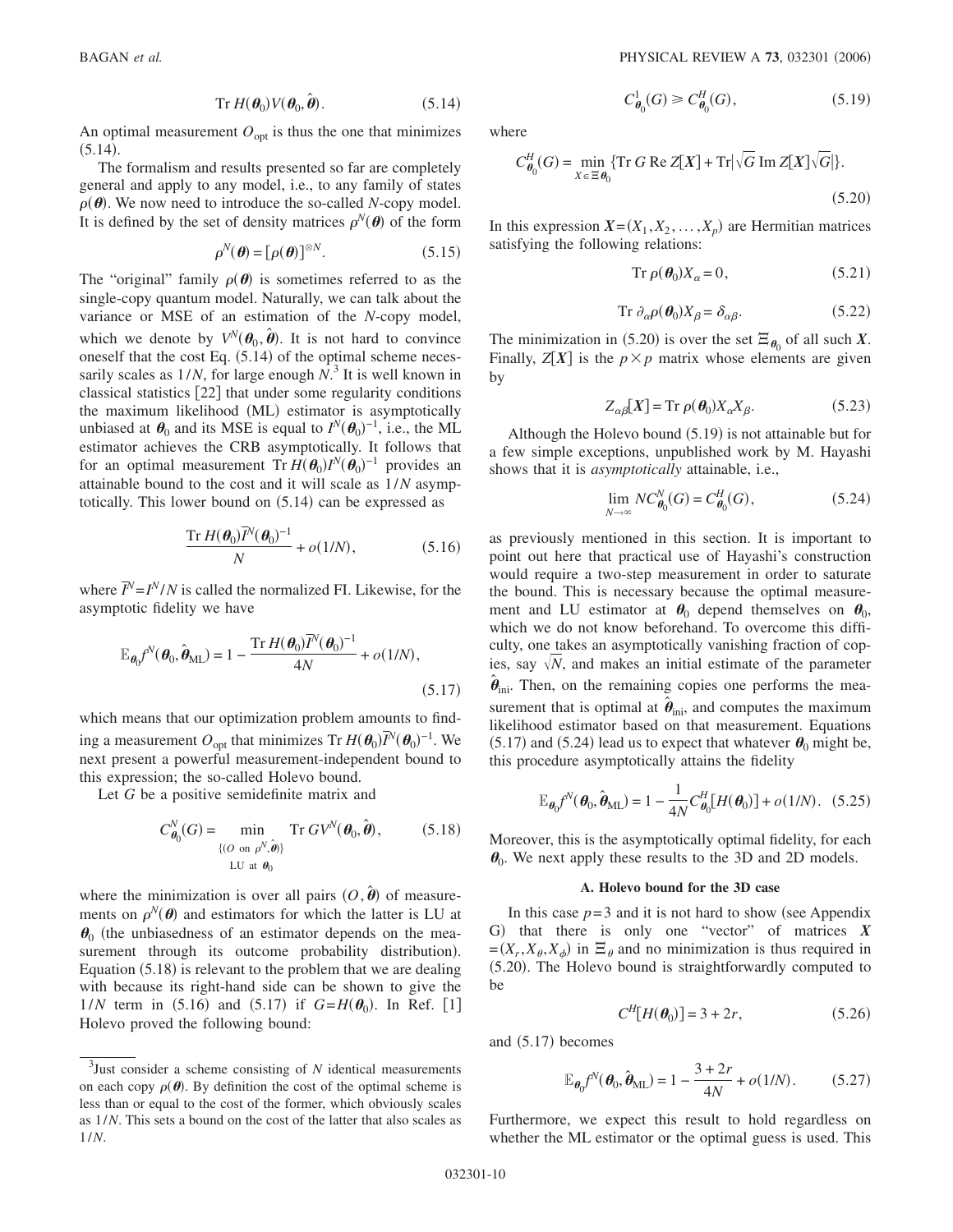$$\operatorname{Tr} H(\boldsymbol{\theta}_0) V(\boldsymbol{\theta}_0, \hat{\boldsymbol{\theta}}). \tag{5.14}$$

An optimal measurement $O_{\rm opt}$ is thus the one that minimizes (5.14).

The formalism and results presented so far are completely general and apply to any model, i.e., to any family of states $\rho(\boldsymbol{\theta})$. We now need to introduce the so-called $N$-copy model. It is defined by the set of density matrices $\rho^N(\boldsymbol{\theta})$ of the form

$$\rho^N(\boldsymbol{\theta}) = [\rho(\boldsymbol{\theta})]^{\otimes N}. \tag{5.15}$$

The "original" family $\rho(\boldsymbol{\theta})$ is sometimes referred to as the single-copy quantum model. Naturally, we can talk about the variance or MSE of an estimation of the $N$-copy model, which we denote by $V^N(\boldsymbol{\theta}_0, \hat{\boldsymbol{\theta}})$. It is not hard to convince oneself that the cost Eq. (5.14) of the optimal scheme necessarily scales as $1/N$, for large enough $N$.[3] It is well known in classical statistics [22] that under some regularity conditions the maximum likelihood (ML) estimator is asymptotically unbiased at $\boldsymbol{\theta}_0$ and its MSE is equal to $I^N(\boldsymbol{\theta}_0)^{-1}$, i.e., the ML estimator achieves the CRB asymptotically. It follows that for an optimal measurement $\operatorname{Tr} H(\boldsymbol{\theta}_0) I^N(\boldsymbol{\theta}_0)^{-1}$ provides an attainable bound to the cost and it will scale as $1/N$ asymptotically. This lower bound on (5.14) can be expressed as

$$\frac{\operatorname{Tr} H(\boldsymbol{\theta}_0) \bar{I}^N(\boldsymbol{\theta}_0)^{-1}}{N} + o(1/N), \tag{5.16}$$

where $\bar{I}^N = I^N/N$ is called the normalized FI. Likewise, for the asymptotic fidelity we have

$$\mathbb{E}_{\boldsymbol{\theta}_0} f^N(\boldsymbol{\theta}_0, \hat{\boldsymbol{\theta}}_{\rm ML}) = 1 - \frac{\operatorname{Tr} H(\boldsymbol{\theta}_0) \bar{I}^N(\boldsymbol{\theta}_0)^{-1}}{4N} + o(1/N), \tag{5.17}$$

which means that our optimization problem amounts to finding a measurement $O_{\rm opt}$ that minimizes $\operatorname{Tr} H(\boldsymbol{\theta}_0) \bar{I}^N(\boldsymbol{\theta}_0)^{-1}$. We next present a powerful measurement-independent bound to this expression; the so-called Holevo bound.

Let $G$ be a positive semidefinite matrix and

$$C^N_{\boldsymbol{\theta}_0}(G) = \min_{\substack{\{(O \text{ on } \rho^N, \hat{\boldsymbol{\theta}})\} \\ \text{LU at } \boldsymbol{\theta}_0}} \operatorname{Tr} G V^N(\boldsymbol{\theta}_0, \hat{\boldsymbol{\theta}}), \tag{5.18}$$

where the minimization is over all pairs $(O, \hat{\boldsymbol{\theta}})$ of measurements on $\rho^N(\boldsymbol{\theta})$ and estimators for which the latter is LU at $\boldsymbol{\theta}_0$ (the unbiasedness of an estimator depends on the measurement through its outcome probability distribution). Equation (5.18) is relevant to the problem that we are dealing with because its right-hand side can be shown to give the $1/N$ term in (5.16) and (5.17) if $G = H(\boldsymbol{\theta}_0)$. In Ref. [1] Holevo proved the following bound:

$$C^1_{\boldsymbol{\theta}_0}(G) \geq C^H_{\boldsymbol{\theta}_0}(G), \tag{5.19}$$

where

$$C^H_{\boldsymbol{\theta}_0}(G) = \min_{X \in \Xi_{\boldsymbol{\theta}_0}} \{\operatorname{Tr} G \operatorname{Re} Z[\boldsymbol{X}] + \operatorname{Tr}|\sqrt{G} \operatorname{Im} Z[\boldsymbol{X}] \sqrt{G}|\}. \tag{5.20}$$

In this expression $\boldsymbol{X} = (X_1, X_2, \ldots, X_p)$ are Hermitian matrices satisfying the following relations:

$$\operatorname{Tr} \rho(\boldsymbol{\theta}_0) X_\alpha = 0, \tag{5.21}$$

$$\operatorname{Tr} \partial_\alpha \rho(\boldsymbol{\theta}_0) X_\beta = \delta_{\alpha\beta}. \tag{5.22}$$

The minimization in (5.20) is over the set $\Xi_{\boldsymbol{\theta}_0}$ of all such $\boldsymbol{X}$. Finally, $Z[\boldsymbol{X}]$ is the $p \times p$ matrix whose elements are given by

$$Z_{\alpha\beta}[\boldsymbol{X}] = \operatorname{Tr} \rho(\boldsymbol{\theta}_0) X_\alpha X_\beta. \tag{5.23}$$

Although the Holevo bound (5.19) is not attainable but for a few simple exceptions, unpublished work by M. Hayashi shows that it is *asymptotically* attainable, i.e.,

$$\lim_{N \to \infty} N C^N_{\boldsymbol{\theta}_0}(G) = C^H_{\boldsymbol{\theta}_0}(G), \tag{5.24}$$

as previously mentioned in this section. It is important to point out here that practical use of Hayashi's construction would require a two-step measurement in order to saturate the bound. This is necessary because the optimal measurement and LU estimator at $\boldsymbol{\theta}_0$ depend themselves on $\boldsymbol{\theta}_0$, which we do not know beforehand. To overcome this difficulty, one takes an asymptotically vanishing fraction of copies, say $\sqrt{N}$, and makes an initial estimate of the parameter $\hat{\boldsymbol{\theta}}_{\rm ini}$. Then, on the remaining copies one performs the measurement that is optimal at $\hat{\boldsymbol{\theta}}_{\rm ini}$, and computes the maximum likelihood estimator based on that measurement. Equations (5.17) and (5.24) lead us to expect that whatever $\boldsymbol{\theta}_0$ might be, this procedure asymptotically attains the fidelity

$$\mathbb{E}_{\boldsymbol{\theta}_0} f^N(\boldsymbol{\theta}_0, \hat{\boldsymbol{\theta}}_{\rm ML}) = 1 - \frac{1}{4N} C^H_{\boldsymbol{\theta}_0}[H(\boldsymbol{\theta}_0)] + o(1/N). \tag{5.25}$$

Moreover, this is the asymptotically optimal fidelity, for each $\boldsymbol{\theta}_0$. We next apply these results to the 3D and 2D models.

### A. Holevo bound for the 3D case

In this case $p=3$ and it is not hard to show (see Appendix G) that there is only one "vector" of matrices $\boldsymbol{X} = (X_r, X_\theta, X_\phi)$ in $\Xi_\theta$ and no minimization is thus required in (5.20). The Holevo bound is straightforwardly computed to be

$$C^H[H(\boldsymbol{\theta}_0)] = 3 + 2r, \tag{5.26}$$

and (5.17) becomes

$$\mathbb{E}_{\boldsymbol{\theta}_0} f^N(\boldsymbol{\theta}_0, \hat{\boldsymbol{\theta}}_{\rm ML}) = 1 - \frac{3 + 2r}{4N} + o(1/N). \tag{5.27}$$

Furthermore, we expect this result to hold regardless on whether the ML estimator or the optimal guess is used. This

---

[3] Just consider a scheme consisting of $N$ identical measurements on each copy $\rho(\boldsymbol{\theta})$. By definition the cost of the optimal scheme is less than or equal to the cost of the former, which obviously scales as $1/N$. This sets a bound on the cost of the latter that also scales as $1/N$.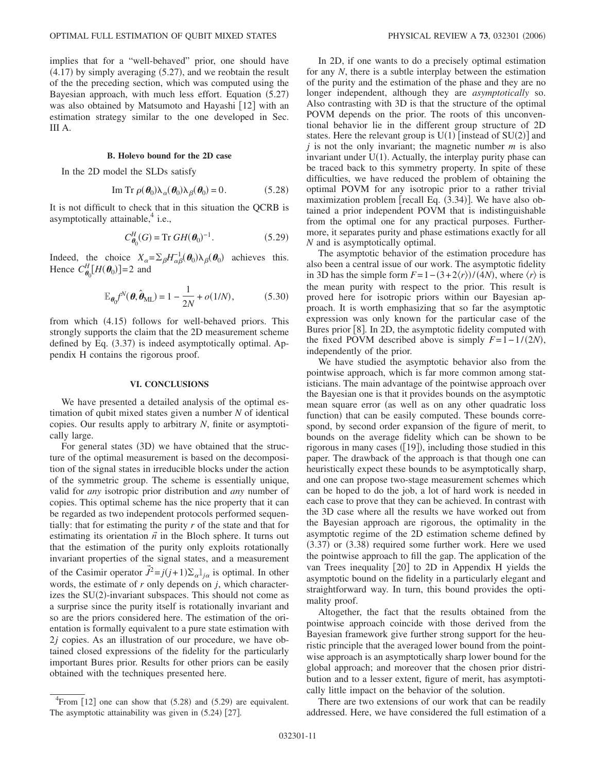implies that for a "well-behaved" prior, one should have (4.17) by simply averaging (5.27), and we reobtain the result of the the preceding section, which was computed using the Bayesian approach, with much less effort. Equation (5.27) was also obtained by Matsumoto and Hayashi [12] with an estimation strategy similar to the one developed in Sec. III A.

### B. Holevo bound for the 2D case

In the 2D model the SLDs satisfy

$$\mathrm{Im}\,\mathrm{Tr}\,\rho(\boldsymbol{\theta}_0)\lambda_\alpha(\boldsymbol{\theta}_0)\lambda_\beta(\boldsymbol{\theta}_0) = 0. \tag{5.28}$$

It is not difficult to check that in this situation the QCRB is asymptotically attainable,[4] i.e.,

$$C^H_{\boldsymbol{\theta}_0}(G) = \mathrm{Tr}\,GH(\boldsymbol{\theta}_0)^{-1}. \tag{5.29}$$

Indeed, the choice $X_\alpha = \sum_\beta H^{-1}_{\alpha\beta}(\boldsymbol{\theta}_0)\lambda_\beta(\boldsymbol{\theta}_0)$ achieves this. Hence $C^H_{\boldsymbol{\theta}_0}[H(\boldsymbol{\theta}_0)]=2$ and

$$\mathbb{E}_{\boldsymbol{\theta}_0} f^N(\boldsymbol{\theta}, \hat{\boldsymbol{\theta}}_{\mathrm{ML}}) = 1 - \frac{1}{2N} + o(1/N), \tag{5.30}$$

from which (4.15) follows for well-behaved priors. This strongly supports the claim that the 2D measurement scheme defined by Eq. (3.37) is indeed asymptotically optimal. Appendix H contains the rigorous proof.

## VI. CONCLUSIONS

We have presented a detailed analysis of the optimal estimation of qubit mixed states given a number $N$ of identical copies. Our results apply to arbitrary $N$, finite or asymptotically large.

For general states (3D) we have obtained that the structure of the optimal measurement is based on the decomposition of the signal states in irreducible blocks under the action of the symmetric group. The scheme is essentially unique, valid for *any* isotropic prior distribution and *any* number of copies. This optimal scheme has the nice property that it can be regarded as two independent protocols performed sequentially: that for estimating the purity $r$ of the state and that for estimating its orientation $\vec{n}$ in the Bloch sphere. It turns out that the estimation of the purity only exploits rotationally invariant properties of the signal states, and a measurement of the Casimir operator $\vec{J}^2 = j(j+1)\sum_\alpha \mathbb{1}_{j\alpha}$ is optimal. In other words, the estimate of $r$ only depends on $j$, which characterizes the SU(2)-invariant subspaces. This should not come as a surprise since the purity itself is rotationally invariant and so are the priors considered here. The estimation of the orientation is formally equivalent to a pure state estimation with $2j$ copies. As an illustration of our procedure, we have obtained closed expressions of the fidelity for the particularly important Bures prior. Results for other priors can be easily obtained with the techniques presented here.

In 2D, if one wants to do a precisely optimal estimation for any $N$, there is a subtle interplay between the estimation of the purity and the estimation of the phase and they are no longer independent, although they are *asymptotically* so. Also contrasting with 3D is that the structure of the optimal POVM depends on the prior. The roots of this unconventional behavior lie in the different group structure of 2D states. Here the relevant group is U(1) [instead of SU(2)] and $j$ is not the only invariant; the magnetic number $m$ is also invariant under U(1). Actually, the interplay purity phase can be traced back to this symmetry property. In spite of these difficulties, we have reduced the problem of obtaining the optimal POVM for any isotropic prior to a rather trivial maximization problem [recall Eq. (3.34)]. We have also obtained a prior independent POVM that is indistinguishable from the optimal one for any practical purposes. Furthermore, it separates purity and phase estimations exactly for all $N$ and is asymptotically optimal.

The asymptotic behavior of the estimation procedure has also been a central issue of our work. The asymptotic fidelity in 3D has the simple form $F = 1 - (3 + 2\langle r\rangle)/(4N)$, where $\langle r\rangle$ is the mean purity with respect to the prior. This result is proved here for isotropic priors within our Bayesian approach. It is worth emphasizing that so far the asymptotic expression was only known for the particular case of the Bures prior [8]. In 2D, the asymptotic fidelity computed with the fixed POVM described above is simply $F = 1 - 1/(2N)$, independently of the prior.

We have studied the asymptotic behavior also from the pointwise approach, which is far more common among statisticians. The main advantage of the pointwise approach over the Bayesian one is that it provides bounds on the asymptotic mean square error (as well as on any other quadratic loss function) that can be easily computed. These bounds correspond, by second order expansion of the figure of merit, to bounds on the average fidelity which can be shown to be rigorous in many cases ([19]), including those studied in this paper. The drawback of the approach is that though one can heuristically expect these bounds to be asymptotically sharp, and one can propose two-stage measurement schemes which can be hoped to do the job, a lot of hard work is needed in each case to prove that they can be achieved. In contrast with the 3D case where all the results we have worked out from the Bayesian approach are rigorous, the optimality in the asymptotic regime of the 2D estimation scheme defined by (3.37) or (3.38) required some further work. Here we used the pointwise approach to fill the gap. The application of the van Trees inequality [20] to 2D in Appendix H yields the asymptotic bound on the fidelity in a particularly elegant and straightforward way. In turn, this bound provides the optimality proof.

Altogether, the fact that the results obtained from the pointwise approach coincide with those derived from the Bayesian framework give further strong support for the heuristic principle that the averaged lower bound from the pointwise approach is an asymptotically sharp lower bound for the global approach; and moreover that the chosen prior distribution and to a lesser extent, figure of merit, has asymptotically little impact on the behavior of the solution.

There are two extensions of our work that can be readily addressed. Here, we have considered the full estimation of a

[4] From [12] one can show that (5.28) and (5.29) are equivalent. The asymptotic attainability was given in (5.24) [27].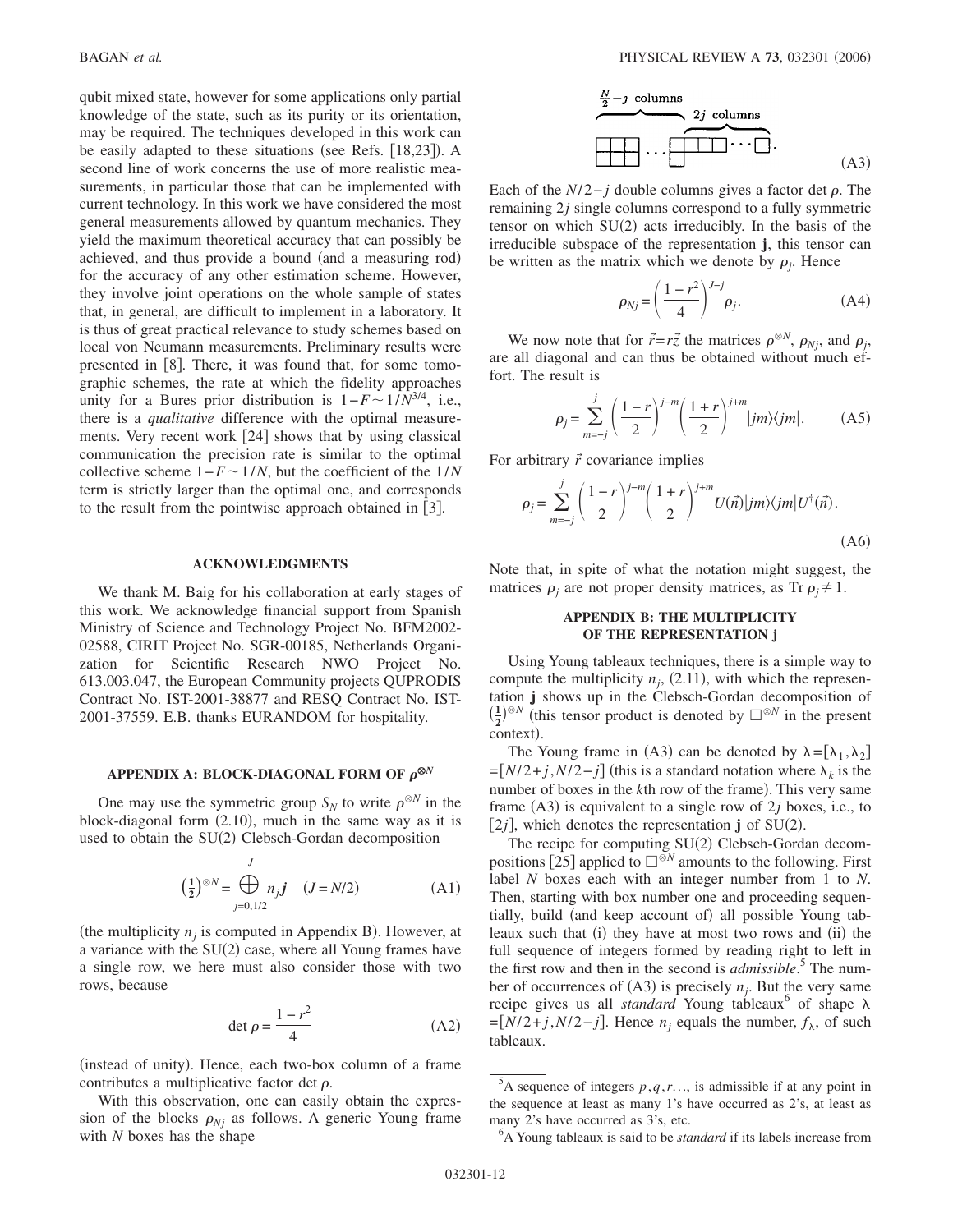qubit mixed state, however for some applications only partial knowledge of the state, such as its purity or its orientation, may be required. The techniques developed in this work can be easily adapted to these situations (see Refs. [18,23]). A second line of work concerns the use of more realistic measurements, in particular those that can be implemented with current technology. In this work we have considered the most general measurements allowed by quantum mechanics. They yield the maximum theoretical accuracy that can possibly be achieved, and thus provide a bound (and a measuring rod) for the accuracy of any other estimation scheme. However, they involve joint operations on the whole sample of states that, in general, are difficult to implement in a laboratory. It is thus of great practical relevance to study schemes based on local von Neumann measurements. Preliminary results were presented in [8]. There, it was found that, for some tomographic schemes, the rate at which the fidelity approaches unity for a Bures prior distribution is $1-F \sim 1/N^{3/4}$, i.e., there is a *qualitative* difference with the optimal measurements. Very recent work [24] shows that by using classical communication the precision rate is similar to the optimal collective scheme $1-F \sim 1/N$, but the coefficient of the $1/N$ term is strictly larger than the optimal one, and corresponds to the result from the pointwise approach obtained in [3].

## ACKNOWLEDGMENTS

We thank M. Baig for his collaboration at early stages of this work. We acknowledge financial support from Spanish Ministry of Science and Technology Project No. BFM2002-02588, CIRIT Project No. SGR-00185, Netherlands Organization for Scientific Research NWO Project No. 613.003.047, the European Community projects QUPRODIS Contract No. IST-2001-38877 and RESQ Contract No. IST-2001-37559. E.B. thanks EURANDOM for hospitality.

## APPENDIX A: BLOCK-DIAGONAL FORM OF $\rho^{\otimes N}$

One may use the symmetric group $S_N$ to write $\rho^{\otimes N}$ in the block-diagonal form (2.10), much in the same way as it is used to obtain the SU(2) Clebsch-Gordan decomposition

$$\left(\tfrac{1}{2}\right)^{\otimes N} = \bigoplus_{j=0,1/2}^{J} n_j \mathbf{j} \quad (J = N/2) \tag{A1}$$

(the multiplicity $n_j$ is computed in Appendix B). However, at a variance with the SU(2) case, where all Young frames have a single row, we here must also consider those with two rows, because

$$\det \rho = \frac{1-r^2}{4} \tag{A2}$$

(instead of unity). Hence, each two-box column of a frame contributes a multiplicative factor $\det \rho$.

With this observation, one can easily obtain the expression of the blocks $\rho_{Nj}$ as follows. A generic Young frame with $N$ boxes has the shape

$$\overbrace{\text{double columns}\cdots}^{\frac{N}{2}-j \text{ columns}}\ \overbrace{\text{single boxes}\cdots}^{2j \text{ columns}}. \tag{A3}$$

Each of the $N/2-j$ double columns gives a factor $\det \rho$. The remaining $2j$ single columns correspond to a fully symmetric tensor on which SU(2) acts irreducibly. In the basis of the irreducible subspace of the representation $\mathbf{j}$, this tensor can be written as the matrix which we denote by $\rho_j$. Hence

$$\rho_{Nj} = \left(\frac{1-r^2}{4}\right)^{J-j} \rho_j. \tag{A4}$$

We now note that for $\vec{r} = r\vec{z}$ the matrices $\rho^{\otimes N}$, $\rho_{Nj}$, and $\rho_j$, are all diagonal and can thus be obtained without much effort. The result is

$$\rho_j = \sum_{m=-j}^{j} \left(\frac{1-r}{2}\right)^{j-m} \left(\frac{1+r}{2}\right)^{j+m} |jm\rangle\langle jm|. \tag{A5}$$

For arbitrary $\vec{r}$ covariance implies

$$\rho_j = \sum_{m=-j}^{j} \left(\frac{1-r}{2}\right)^{j-m} \left(\frac{1+r}{2}\right)^{j+m} U(\vec{n})|jm\rangle\langle jm|U^{\dagger}(\vec{n}). \tag{A6}$$

Note that, in spite of what the notation might suggest, the matrices $\rho_j$ are not proper density matrices, as $\operatorname{Tr} \rho_j \neq 1$.

## APPENDIX B: THE MULTIPLICITY OF THE REPRESENTATION j

Using Young tableaux techniques, there is a simple way to compute the multiplicity $n_j$, (2.11), with which the representation $\mathbf{j}$ shows up in the Clebsch-Gordan decomposition of $\left(\frac{1}{2}\right)^{\otimes N}$ (this tensor product is denoted by $\square^{\otimes N}$ in the present context).

The Young frame in (A3) can be denoted by $\lambda = [\lambda_1, \lambda_2] = [N/2+j, N/2-j]$ (this is a standard notation where $\lambda_k$ is the number of boxes in the $k$th row of the frame). This very same frame (A3) is equivalent to a single row of $2j$ boxes, i.e., to $[2j]$, which denotes the representation $\mathbf{j}$ of SU(2).

The recipe for computing SU(2) Clebsch-Gordan decompositions [25] applied to $\square^{\otimes N}$ amounts to the following. First label $N$ boxes each with an integer number from 1 to $N$. Then, starting with box number one and proceeding sequentially, build (and keep account of) all possible Young tableaux such that (i) they have at most two rows and (ii) the full sequence of integers formed by reading right to left in the first row and then in the second is *admissible*.[5] The number of occurrences of (A3) is precisely $n_j$. But the very same recipe gives us all *standard* Young tableaux[6] of shape $\lambda = [N/2+j, N/2-j]$. Hence $n_j$ equals the number, $f_\lambda$, of such tableaux.

[5] A sequence of integers $p, q, r \ldots$, is admissible if at any point in the sequence at least as many 1's have occurred as 2's, at least as many 2's have occurred as 3's, etc.

[6] A Young tableaux is said to be *standard* if its labels increase from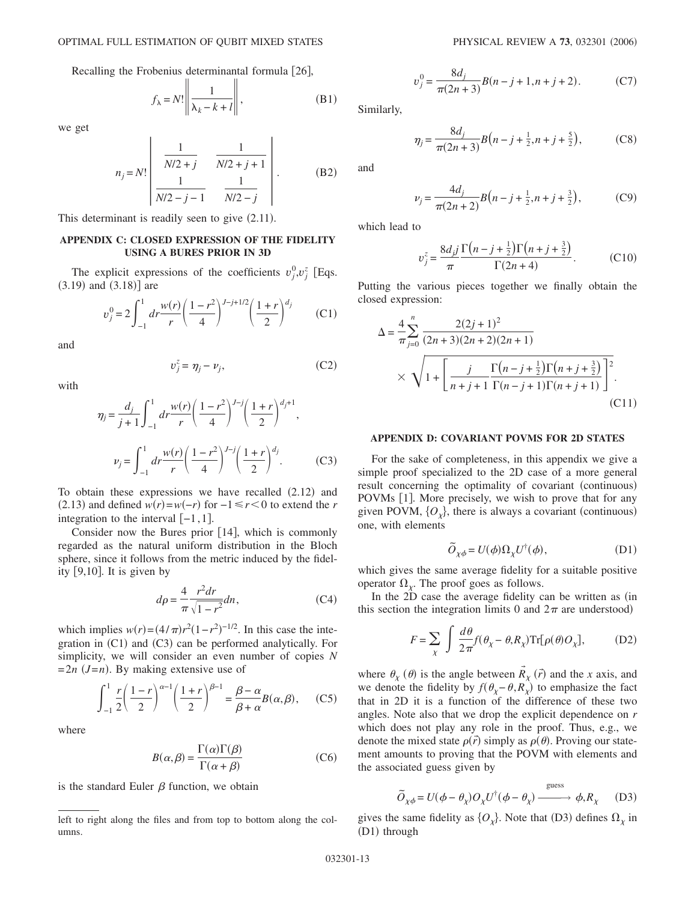Recalling the Frobenius determinantal formula [26],

$$f_\lambda = N! \left\| \frac{1}{\lambda_k - k + l} \right\|, \tag{B1}$$

we get

$$n_j = N! \begin{vmatrix} \dfrac{1}{N/2+j} & \dfrac{1}{N/2+j+1} \\ \dfrac{1}{N/2-j-1} & \dfrac{1}{N/2-j} \end{vmatrix}. \tag{B2}$$

This determinant is readily seen to give (2.11).

### APPENDIX C: CLOSED EXPRESSION OF THE FIDELITY USING A BURES PRIOR IN 3D

The explicit expressions of the coefficients $v_j^0, v_j^z$ [Eqs. (3.19) and (3.18)] are

$$v_j^0 = 2\int_{-1}^{1} dr \frac{w(r)}{r} \left(\frac{1-r^2}{4}\right)^{J-j+1/2} \left(\frac{1+r}{2}\right)^{d_j} \tag{C1}$$

and

$$v_j^z = \eta_j - \nu_j, \tag{C2}$$

with

$$\eta_j = \frac{d_j}{j+1}\int_{-1}^{1} dr \frac{w(r)}{r} \left(\frac{1-r^2}{4}\right)^{J-j} \left(\frac{1+r}{2}\right)^{d_j+1},$$

$$\nu_j = \int_{-1}^{1} dr \frac{w(r)}{r} \left(\frac{1-r^2}{4}\right)^{J-j} \left(\frac{1+r}{2}\right)^{d_j}. \tag{C3}$$

To obtain these expressions we have recalled (2.12) and (2.13) and defined $w(r) = w(-r)$ for $-1 \leq r < 0$ to extend the $r$ integration to the interval $[-1,1]$.

Consider now the Bures prior [14], which is commonly regarded as the natural uniform distribution in the Bloch sphere, since it follows from the metric induced by the fidelity [9,10]. It is given by

$$d\rho = \frac{4}{\pi} \frac{r^2 dr}{\sqrt{1-r^2}} dn, \tag{C4}$$

which implies $w(r) = (4/\pi) r^2 (1-r^2)^{-1/2}$. In this case the integration in (C1) and (C3) can be performed analytically. For simplicity, we will consider an even number of copies $N = 2n$ $(J=n)$. By making extensive use of

$$\int_{-1}^{1} \frac{r}{2} \left(\frac{1-r}{2}\right)^{\alpha-1} \left(\frac{1+r}{2}\right)^{\beta-1} = \frac{\beta-\alpha}{\beta+\alpha} B(\alpha,\beta), \tag{C5}$$

where

$$B(\alpha,\beta) = \frac{\Gamma(\alpha)\Gamma(\beta)}{\Gamma(\alpha+\beta)} \tag{C6}$$

is the standard Euler $\beta$ function, we obtain

$$v_j^0 = \frac{8d_j}{\pi(2n+3)} B(n-j+1, n+j+2). \tag{C7}$$

Similarly,

$$\eta_j = \frac{8d_j}{\pi(2n+3)} B\left(n-j+\tfrac{1}{2}, n+j+\tfrac{5}{2}\right), \tag{C8}$$

and

$$\nu_j = \frac{4d_j}{\pi(2n+2)} B\left(n-j+\tfrac{1}{2}, n+j+\tfrac{3}{2}\right), \tag{C9}$$

which lead to

$$v_j^z = \frac{8d_j j}{\pi} \frac{\Gamma\left(n-j+\frac{1}{2}\right)\Gamma\left(n+j+\frac{3}{2}\right)}{\Gamma(2n+4)}. \tag{C10}$$

Putting the various pieces together we finally obtain the closed expression:

$$\Delta = \frac{4}{\pi}\sum_{j=0}^{n} \frac{2(2j+1)^2}{(2n+3)(2n+2)(2n+1)} \times \sqrt{1 + \left[\frac{j}{n+j+1} \frac{\Gamma\left(n-j+\frac{1}{2}\right)\Gamma\left(n+j+\frac{3}{2}\right)}{\Gamma(n-j+1)\Gamma(n+j+1)}\right]^2}. \tag{C11}$$

### APPENDIX D: COVARIANT POVMS FOR 2D STATES

For the sake of completeness, in this appendix we give a simple proof specialized to the 2D case of a more general result concerning the optimality of covariant (continuous) POVMs [1]. More precisely, we wish to prove that for any given POVM, $\{O_\chi\}$, there is always a covariant (continuous) one, with elements

$$\tilde{O}_{\chi\phi} = U(\phi)\Omega_\chi U^\dagger(\phi), \tag{D1}$$

which gives the same average fidelity for a suitable positive operator $\Omega_\chi$. The proof goes as follows.

In the 2D case the average fidelity can be written as (in this section the integration limits 0 and $2\pi$ are understood)

$$F = \sum_\chi \int \frac{d\theta}{2\pi} f(\theta_\chi - \theta, R_\chi) \mathrm{Tr}[\rho(\theta) O_\chi], \tag{D2}$$

where $\theta_\chi$ ($\theta$) is the angle between $\vec{R}_\chi$ ($\vec{r}$) and the $x$ axis, and we denote the fidelity by $f(\theta_\chi - \theta, R_\chi)$ to emphasize the fact that in 2D it is a function of the difference of these two angles. Note also that we drop the explicit dependence on $r$ which does not play any role in the proof. Thus, e.g., we denote the mixed state $\rho(\vec{r})$ simply as $\rho(\theta)$. Proving our statement amounts to proving that the POVM with elements and the associated guess given by

$$\tilde{O}_{\chi\phi} = U(\phi-\theta_\chi) O_\chi U^\dagger(\phi-\theta_\chi) \xrightarrow{\text{guess}} \phi, R_\chi \tag{D3}$$

gives the same fidelity as $\{O_\chi\}$. Note that (D3) defines $\Omega_\chi$ in (D1) through

---

left to right along the files and from top to bottom along the columns.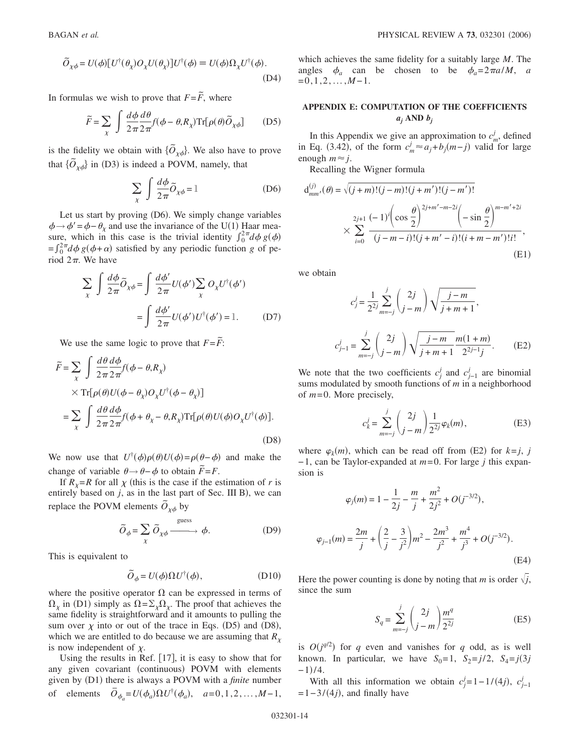$$\tilde{O}_{\chi\phi} = U(\phi)[U^{\dagger}(\theta_\chi)O_\chi U(\theta_\chi)]U^{\dagger}(\phi) \equiv U(\phi)\Omega_\chi U^{\dagger}(\phi). \tag{D4}$$

In formulas we wish to prove that $F=\tilde{F}$, where

$$\tilde{F} = \sum_\chi \int \frac{d\phi}{2\pi}\frac{d\theta}{2\pi} f(\phi-\theta, R_\chi)\mathrm{Tr}[\rho(\theta)\tilde{O}_{\chi\phi}] \tag{D5}$$

is the fidelity we obtain with $\{\tilde{O}_{\chi\phi}\}$. We also have to prove that $\{\tilde{O}_{\chi\phi}\}$ in (D3) is indeed a POVM, namely, that

$$\sum_\chi \int \frac{d\phi}{2\pi}\tilde{O}_{\chi\phi} = \mathbb{1} \tag{D6}$$

Let us start by proving (D6). We simply change variables $\phi \to \phi' = \phi - \theta_\chi$ and use the invariance of the U(1) Haar measure, which in this case is the trivial identity $\int_0^{2\pi} d\phi\, g(\phi) = \int_0^{2\pi} d\phi\, g(\phi+\alpha)$ satisfied by any periodic function $g$ of period $2\pi$. We have

$$\sum_\chi \int \frac{d\phi}{2\pi}\tilde{O}_{\chi\phi} = \int \frac{d\phi'}{2\pi} U(\phi') \sum_\chi O_\chi U^{\dagger}(\phi') = \int \frac{d\phi'}{2\pi} U(\phi')U^{\dagger}(\phi') = \mathbb{1}. \tag{D7}$$

We use the same logic to prove that $F=\tilde{F}$:

$$\begin{aligned}
\tilde{F} &= \sum_\chi \int \frac{d\theta}{2\pi}\frac{d\phi}{2\pi} f(\phi-\theta, R_\chi) \times \mathrm{Tr}[\rho(\theta)U(\phi-\theta_\chi)O_\chi U^{\dagger}(\phi-\theta_\chi)] \\
&= \sum_\chi \int \frac{d\theta}{2\pi}\frac{d\phi}{2\pi} f(\phi+\theta_\chi-\theta, R_\chi)\mathrm{Tr}[\rho(\theta)U(\phi)O_\chi U^{\dagger}(\phi)].
\end{aligned} \tag{D8}$$

We now use that $U^{\dagger}(\phi)\rho(\theta)U(\phi) = \rho(\theta-\phi)$ and make the change of variable $\theta \to \theta - \phi$ to obtain $\tilde{F}=F$.

If $R_\chi = R$ for all $\chi$ (this is the case if the estimation of $r$ is entirely based on $j$, as in the last part of Sec. III B), we can replace the POVM elements $\tilde{O}_{\chi\phi}$ by

$$\tilde{O}_\phi = \sum_\chi \tilde{O}_{\chi\phi} \xrightarrow{\text{guess}} \phi. \tag{D9}$$

This is equivalent to

$$\tilde{O}_\phi = U(\phi)\Omega U^{\dagger}(\phi), \tag{D10}$$

where the positive operator $\Omega$ can be expressed in terms of $\Omega_\chi$ in (D1) simply as $\Omega = \Sigma_\chi \Omega_\chi$. The proof that achieves the same fidelity is straightforward and it amounts to pulling the sum over $\chi$ into or out of the trace in Eqs. (D5) and (D8), which we are entitled to do because we are assuming that $R_\chi$ is now independent of $\chi$.

Using the results in Ref. [17], it is easy to show that for any given covariant (continuous) POVM with elements given by (D1) there is always a POVM with a *finite* number of elements $\bar{O}_{\phi_a} = U(\phi_a)\Omega U^{\dagger}(\phi_a)$, $a=0,1,2,\ldots,M-1$, which achieves the same fidelity for a suitably large $M$. The angles $\phi_a$ can be chosen to be $\phi_a = 2\pi a/M$, $a=0,1,2,\ldots,M-1$.

## APPENDIX E: COMPUTATION OF THE COEFFICIENTS $a_j$ AND $b_j$

In this Appendix we give an approximation to $c_m^j$, defined in Eq. (3.42), of the form $c_m^j \approx a_j + b_j(m-j)$ valid for large enough $m \approx j$.

Recalling the Wigner formula

$$\mathrm{d}_{mm'}^{(j)}(\theta) = \sqrt{(j+m)!(j-m)!(j+m')!(j-m')!} \times \sum_{i=0}^{2j+1} \frac{(-1)^i \left(\cos\frac{\theta}{2}\right)^{2j+m'-m-2i}\left(-\sin\frac{\theta}{2}\right)^{m-m'+2i}}{(j-m-i)!(j+m'-i)!(i+m-m')!i!}, \tag{E1}$$

we obtain

$$c_j^j = \frac{1}{2^{2j}}\sum_{m=-j}^{j}\binom{2j}{j-m}\sqrt{\frac{j-m}{j+m+1}},$$

$$c_{j-1}^j = \sum_{m=-j}^{j}\binom{2j}{j-m}\sqrt{\frac{j-m}{j+m+1}}\frac{m(1+m)}{2^{2j-1}j}. \tag{E2}$$

We note that the two coefficients $c_j^j$ and $c_{j-1}^j$ are binomial sums modulated by smooth functions of $m$ in a neighborhood of $m=0$. More precisely,

$$c_k^j = \sum_{m=-j}^{j}\binom{2j}{j-m}\frac{1}{2^{2j}}\varphi_k(m), \tag{E3}$$

where $\varphi_k(m)$, which can be read off from (E2) for $k=j$, $j-1$, can be Taylor-expanded at $m=0$. For large $j$ this expansion is

$$\varphi_j(m) = 1 - \frac{1}{2j} - \frac{m}{j} + \frac{m^2}{2j^2} + O(j^{-3/2}),$$

$$\varphi_{j-1}(m) = \frac{2m}{j} + \left(\frac{2}{j} - \frac{3}{j^2}\right)m^2 - \frac{2m^3}{j^2} + \frac{m^4}{j^3} + O(j^{-3/2}). \tag{E4}$$

Here the power counting is done by noting that $m$ is order $\sqrt{j}$, since the sum

$$S_q = \sum_{m=-j}^{j}\binom{2j}{j-m}\frac{m^q}{2^{2j}} \tag{E5}$$

is $O(j^{q/2})$ for $q$ even and vanishes for $q$ odd, as is well known. In particular, we have $S_0=1$, $S_2=j/2$, $S_4=j(3j-1)/4$.

With all this information we obtain $c_j^j = 1-1/(4j)$, $c_{j-1}^j = 1-3/(4j)$, and finally have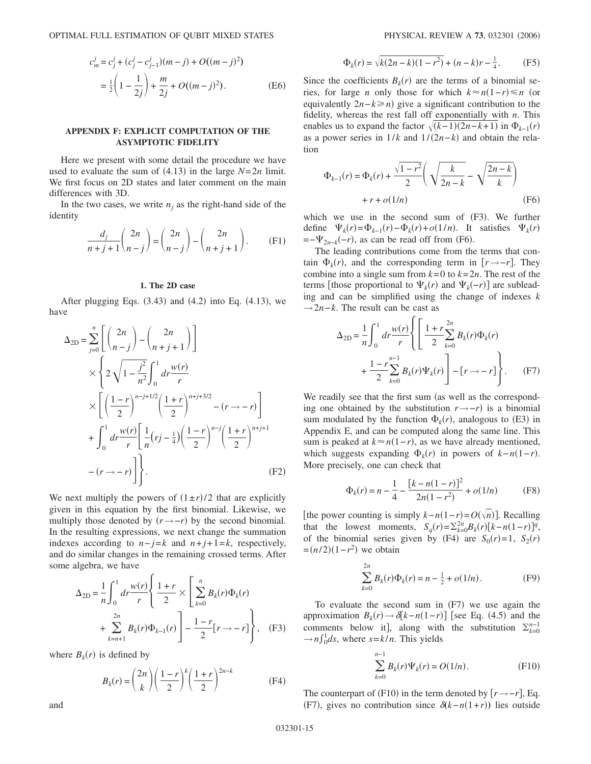$$
\begin{aligned}
c_m^j &= c_j^j + (c_j^j - c_{j-1}^j)(m-j) + O((m-j)^2) \\
&= \tfrac{1}{2}\left(1 - \frac{1}{2j}\right) + \frac{m}{2j} + O((m-j)^2).
\end{aligned} \tag{E6}
$$

## APPENDIX F: EXPLICIT COMPUTATION OF THE ASYMPTOTIC FIDELITY

Here we present with some detail the procedure we have used to evaluate the sum of (4.13) in the large $N=2n$ limit. We first focus on 2D states and later comment on the main differences with 3D.

In the two cases, we write $n_j$ as the right-hand side of the identity

$$
\frac{d_j}{n+j+1}\binom{2n}{n-j} = \binom{2n}{n-j} - \binom{2n}{n+j+1}. \tag{F1}
$$

### 1. The 2D case

After plugging Eqs. (3.43) and (4.2) into Eq. (4.13), we have

$$
\begin{aligned}
\Delta_{2D} = \sum_{j=0}^{n} &\left[\binom{2n}{n-j} - \binom{2n}{n+j+1}\right] \\
&\times \Bigg\{ 2\sqrt{1-\frac{j^2}{n^2}}\int_0^1 dr \frac{w(r)}{r} \\
&\times \left[\left(\frac{1-r}{2}\right)^{n-j+1/2}\left(\frac{1+r}{2}\right)^{n+j+3/2} - (r\to -r)\right] \\
&+ \int_0^1 dr \frac{w(r)}{r}\left[\frac{1}{n}\left(rj-\tfrac{1}{4}\right)\left(\frac{1-r}{2}\right)^{n-j}\left(\frac{1+r}{2}\right)^{n+j+1} \right.\\
&\left. - (r\to -r)\right]\Bigg\}.
\end{aligned} \tag{F2}
$$

We next multiply the powers of $(1\pm r)/2$ that are explicitly given in this equation by the first binomial. Likewise, we multiply those denoted by $(r\to -r)$ by the second binomial. In the resulting expressions, we next change the summation indexes according to $n-j=k$ and $n+j+1=k$, respectively, and do similar changes in the remaining crossed terms. After some algebra, we have

$$
\begin{aligned}
\Delta_{2D} = \frac{1}{n}\int_0^1 dr \frac{w(r)}{r} &\Bigg\{ \frac{1+r}{2} \times \Bigg[\sum_{k=0}^{n} B_k(r)\Phi_k(r) \\
&+ \sum_{k=n+1}^{2n} B_k(r)\Phi_{k-1}(r)\Bigg] - \frac{1-r}{2}[r\to -r]\Bigg\},
\end{aligned} \tag{F3}
$$

where $B_k(r)$ is defined by

$$
B_k(r) = \binom{2n}{k}\left(\frac{1-r}{2}\right)^k\left(\frac{1+r}{2}\right)^{2n-k} \tag{F4}
$$

and

$$
\Phi_k(r) = \sqrt{k(2n-k)(1-r^2)} + (n-k)r - \tfrac{1}{4}. \tag{F5}
$$

Since the coefficients $B_k(r)$ are the terms of a binomial series, for large $n$ only those for which $k\approx n(1-r)\leqslant n$ (or equivalently $2n-k\geqslant n$) give a significant contribution to the fidelity, whereas the rest fall off exponentially with $n$. This enables us to expand the factor $\sqrt{(k-1)(2n-k+1)}$ in $\Phi_{k-1}(r)$ as a power series in $1/k$ and $1/(2n-k)$ and obtain the relation

$$
\begin{aligned}
\Phi_{k-1}(r) = \Phi_k(r) &+ \frac{\sqrt{1-r^2}}{2}\left(\sqrt{\frac{k}{2n-k}} - \sqrt{\frac{2n-k}{k}}\right) \\
&+ r + o(1/n)
\end{aligned} \tag{F6}
$$

which we use in the second sum of (F3). We further define $\Psi_k(r) = \Phi_{k-1}(r) - \Phi_k(r) + o(1/n)$. It satisfies $\Psi_k(r) = -\Psi_{2n-k}(-r)$, as can be read off from (F6).

The leading contributions come from the terms that contain $\Phi_k(r)$, and the corresponding term in $[r\to -r]$. They combine into a single sum from $k=0$ to $k=2n$. The rest of the terms [those proportional to $\Psi_k(r)$ and $\Psi_k(-r)$] are subleading and can be simplified using the change of indexes $k\to 2n-k$. The result can be cast as

$$
\begin{aligned}
\Delta_{2D} = \frac{1}{n}\int_0^1 dr \frac{w(r)}{r} &\Bigg\{ \Bigg[\frac{1+r}{2}\sum_{k=0}^{2n} B_k(r)\Phi_k(r) \\
&+ \frac{1-r}{2}\sum_{k=0}^{n-1} B_k(r)\Psi_k(r)\Bigg] - [r\to -r]\Bigg\}.
\end{aligned} \tag{F7}
$$

We readily see that the first sum (as well as the corresponding one obtained by the substitution $r\to -r$) is a binomial sum modulated by the function $\Phi_k(r)$, analogous to (E3) in Appendix E, and can be computed along the same line. This sum is peaked at $k\approx n(1-r)$, as we have already mentioned, which suggests expanding $\Phi_k(r)$ in powers of $k-n(1-r)$. More precisely, one can check that

$$
\Phi_k(r) = n - \frac{1}{4} - \frac{[k-n(1-r)]^2}{2n(1-r^2)} + o(1/n) \tag{F8}
$$

[the power counting is simply $k-n(1-r) = O(\sqrt{n})$]. Recalling that the lowest moments, $S_q(r) = \sum_{k=0}^{2n} B_k(r)[k-n(1-r)]^q$, of the binomial series given by (F4) are $S_0(r)=1$, $S_2(r) = (n/2)(1-r^2)$ we obtain

$$
\sum_{k=0}^{2n} B_k(r)\Phi_k(r) = n - \tfrac{1}{2} + o(1/n). \tag{F9}
$$

To evaluate the second sum in (F7) we use again the approximation $B_k(r)\to\delta[k-n(1-r)]$ [see Eq. (4.5) and the comments below it], along with the substitution $\sum_{k=0}^{n-1}\to n\int_0^1 ds$, where $s=k/n$. This yields

$$
\sum_{k=0}^{n-1} B_k(r)\Psi_k(r) = O(1/n). \tag{F10}
$$

The counterpart of (F10) in the term denoted by $[r\to -r]$, Eq. (F7), gives no contribution since $\delta(k-n(1+r))$ lies outside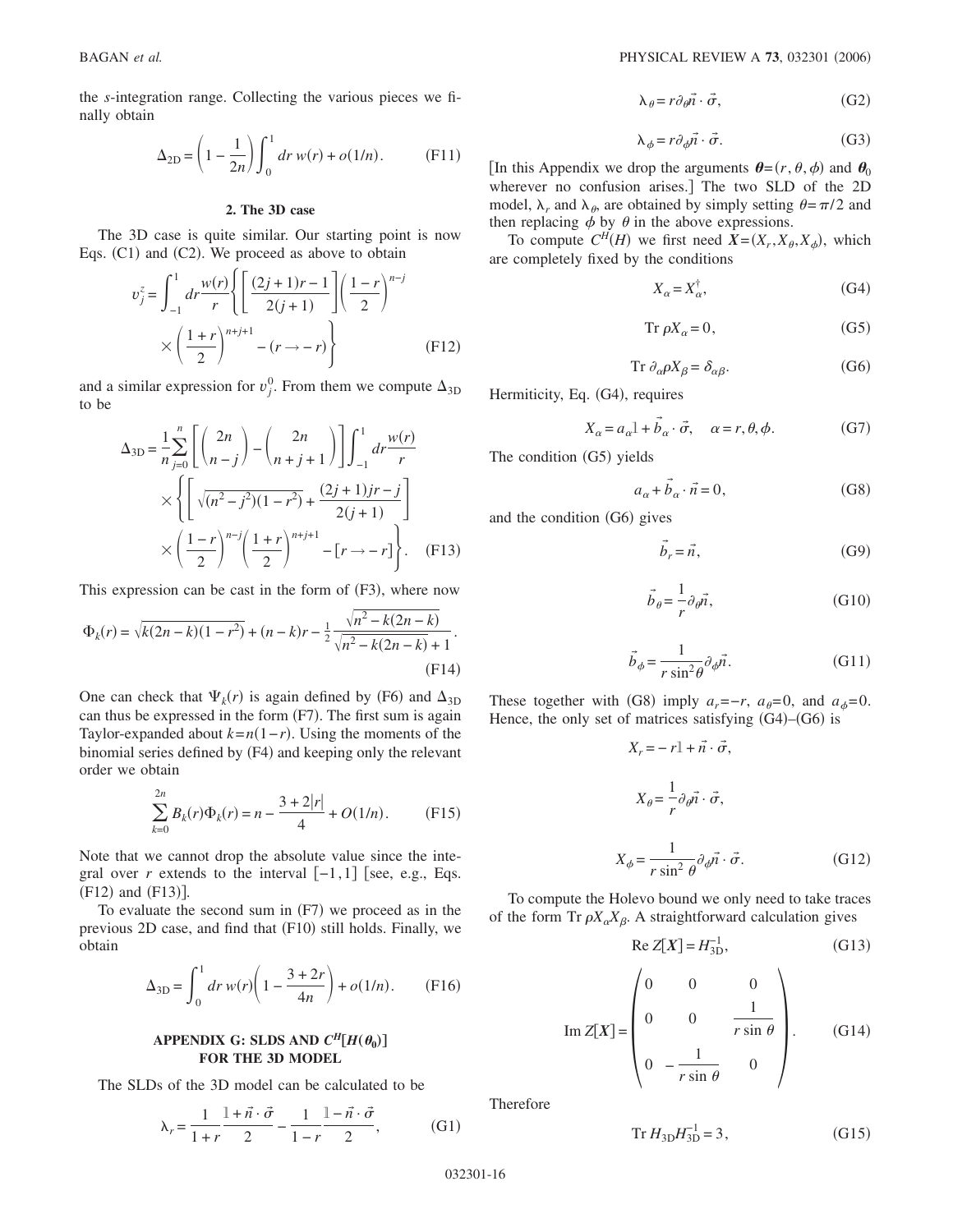the $s$-integration range. Collecting the various pieces we finally obtain

$$\Delta_{2\mathrm{D}} = \left(1 - \frac{1}{2n}\right)\int_0^1 dr\, w(r) + o(1/n). \tag{F11}$$

### 2. The 3D case

The 3D case is quite similar. Our starting point is now Eqs. (C1) and (C2). We proceed as above to obtain

$$v_j^z = \int_{-1}^{1} dr \frac{w(r)}{r}\left\{\left[\frac{(2j+1)r-1}{2(j+1)}\right]\left(\frac{1-r}{2}\right)^{n-j} \times \left(\frac{1+r}{2}\right)^{n+j+1} - (r \to -r)\right\} \tag{F12}$$

and a similar expression for $v_j^0$. From them we compute $\Delta_{3\mathrm{D}}$ to be

$$\Delta_{3\mathrm{D}} = \frac{1}{n}\sum_{j=0}^{n}\left[\binom{2n}{n-j} - \binom{2n}{n+j+1}\right]\int_{-1}^{1} dr \frac{w(r)}{r} \times \left\{\left[\sqrt{(n^2-j^2)(1-r^2)} + \frac{(2j+1)jr-j}{2(j+1)}\right] \times \left(\frac{1-r}{2}\right)^{n-j}\left(\frac{1+r}{2}\right)^{n+j+1} - [r \to -r]\right\}. \tag{F13}$$

This expression can be cast in the form of (F3), where now

$$\Phi_k(r) = \sqrt{k(2n-k)(1-r^2)} + (n-k)r - \frac{1}{2}\frac{\sqrt{n^2-k(2n-k)}}{\sqrt{n^2-k(2n-k)}+1}. \tag{F14}$$

One can check that $\Psi_k(r)$ is again defined by (F6) and $\Delta_{3\mathrm{D}}$ can thus be expressed in the form (F7). The first sum is again Taylor-expanded about $k=n(1-r)$. Using the moments of the binomial series defined by (F4) and keeping only the relevant order we obtain

$$\sum_{k=0}^{2n} B_k(r)\Phi_k(r) = n - \frac{3+2|r|}{4} + O(1/n). \tag{F15}$$

Note that we cannot drop the absolute value since the integral over $r$ extends to the interval $[-1,1]$ [see, e.g., Eqs. (F12) and (F13)].

To evaluate the second sum in (F7) we proceed as in the previous 2D case, and find that (F10) still holds. Finally, we obtain

$$\Delta_{3\mathrm{D}} = \int_0^1 dr\, w(r)\left(1 - \frac{3+2r}{4n}\right) + o(1/n). \tag{F16}$$

## APPENDIX G: SLDS AND $C^H[H(\boldsymbol{\theta}_0)]$ FOR THE 3D MODEL

The SLDs of the 3D model can be calculated to be

$$\lambda_r = \frac{1}{1+r}\frac{\mathbb{1}+\vec{n}\cdot\vec{\sigma}}{2} - \frac{1}{1-r}\frac{\mathbb{1}-\vec{n}\cdot\vec{\sigma}}{2}, \tag{G1}$$

$$\lambda_\theta = r\partial_\theta \vec{n}\cdot\vec{\sigma}, \tag{G2}$$

$$\lambda_\phi = r\partial_\phi \vec{n}\cdot\vec{\sigma}. \tag{G3}$$

[In this Appendix we drop the arguments $\boldsymbol{\theta}=(r,\theta,\phi)$ and $\boldsymbol{\theta}_0$ wherever no confusion arises.] The two SLD of the 2D model, $\lambda_r$ and $\lambda_\theta$, are obtained by simply setting $\theta=\pi/2$ and then replacing $\phi$ by $\theta$ in the above expressions.

To compute $C^H(H)$ we first need $\boldsymbol{X}=(X_r,X_\theta,X_\phi)$, which are completely fixed by the conditions

$$X_\alpha = X_\alpha^\dagger, \tag{G4}$$

$$\mathrm{Tr}\,\rho X_\alpha = 0, \tag{G5}$$

$$\mathrm{Tr}\,\partial_\alpha\rho X_\beta = \delta_{\alpha\beta}. \tag{G6}$$

Hermiticity, Eq. (G4), requires

$$X_\alpha = a_\alpha\mathbb{1} + \vec{b}_\alpha\cdot\vec{\sigma}, \quad \alpha=r,\theta,\phi. \tag{G7}$$

The condition (G5) yields

$$a_\alpha + \vec{b}_\alpha\cdot\vec{n} = 0, \tag{G8}$$

and the condition (G6) gives

$$\vec{b}_r = \vec{n}, \tag{G9}$$

$$\vec{b}_\theta = \frac{1}{r}\partial_\theta\vec{n}, \tag{G10}$$

$$\vec{b}_\phi = \frac{1}{r\sin^2\theta}\partial_\phi\vec{n}. \tag{G11}$$

These together with (G8) imply $a_r=-r$, $a_\theta=0$, and $a_\phi=0$. Hence, the only set of matrices satisfying (G4)–(G6) is

$$X_r = -r\mathbb{1} + \vec{n}\cdot\vec{\sigma},$$

$$X_\theta = \frac{1}{r}\partial_\theta\vec{n}\cdot\vec{\sigma},$$

$$X_\phi = \frac{1}{r\sin^2\theta}\partial_\phi\vec{n}\cdot\vec{\sigma}. \tag{G12}$$

To compute the Holevo bound we only need to take traces of the form $\mathrm{Tr}\,\rho X_\alpha X_\beta$. A straightforward calculation gives

$$\mathrm{Re}\,Z[\boldsymbol{X}] = H_{3\mathrm{D}}^{-1}, \tag{G13}$$

$$\mathrm{Im}\,Z[\boldsymbol{X}] = \begin{pmatrix} 0 & 0 & 0 \\ 0 & 0 & \dfrac{1}{r\sin\theta} \\ 0 & -\dfrac{1}{r\sin\theta} & 0 \end{pmatrix}. \tag{G14}$$

Therefore

$$\mathrm{Tr}\,H_{3\mathrm{D}}H_{3\mathrm{D}}^{-1} = 3, \tag{G15}$$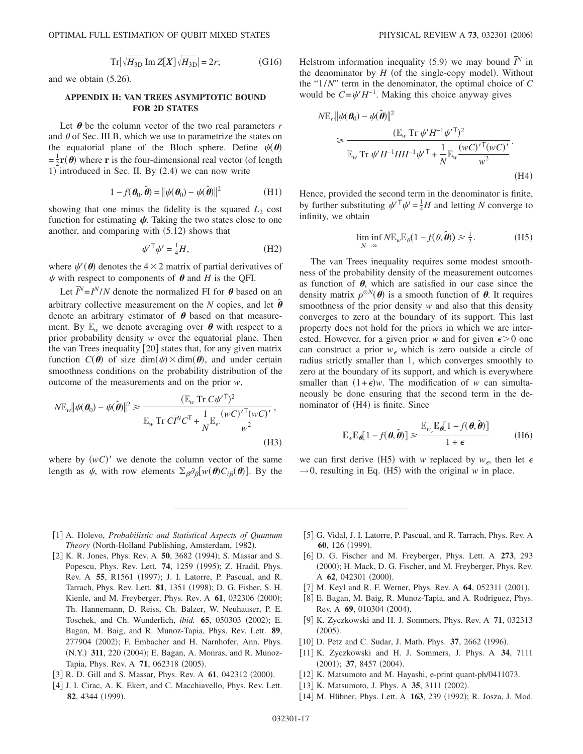$$\mathrm{Tr}|\sqrt{H_{3\mathrm{D}}}\,\mathrm{Im}\,Z[X]\sqrt{H_{3\mathrm{D}}}| = 2r; \tag{G16}$$

and we obtain (5.26).

## APPENDIX H: VAN TREES ASYMPTOTIC BOUND FOR 2D STATES

Let $\boldsymbol{\theta}$ be the column vector of the two real parameters $r$ and $\theta$ of Sec. III B, which we use to parametrize the states on the equatorial plane of the Bloch sphere. Define $\psi(\boldsymbol{\theta}) = \frac{1}{2}\mathbf{r}(\boldsymbol{\theta})$ where $\mathbf{r}$ is the four-dimensional real vector (of length 1) introduced in Sec. II. By (2.4) we can now write

$$1 - f(\boldsymbol{\theta}_0, \hat{\boldsymbol{\theta}}) = \|\psi(\boldsymbol{\theta}_0) - \psi(\hat{\boldsymbol{\theta}})\|^2 \tag{H1}$$

showing that one minus the fidelity is the squared $L_2$ cost function for estimating $\boldsymbol{\psi}$. Taking the two states close to one another, and comparing with (5.12) shows that

$$\psi'^{\mathsf{T}}\psi' = \tfrac{1}{4}H, \tag{H2}$$

where $\psi'(\boldsymbol{\theta})$ denotes the $4\times 2$ matrix of partial derivatives of $\psi$ with respect to components of $\boldsymbol{\theta}$ and $H$ is the QFI.

Let $\bar{I}^N = I^N/N$ denote the normalized FI for $\boldsymbol{\theta}$ based on an arbitrary collective measurement on the $N$ copies, and let $\hat{\boldsymbol{\theta}}$ denote an arbitrary estimator of $\boldsymbol{\theta}$ based on that measurement. By $\mathbb{E}_w$ we denote averaging over $\boldsymbol{\theta}$ with respect to a prior probability density $w$ over the equatorial plane. Then the van Trees inequality [20] states that, for any given matrix function $C(\boldsymbol{\theta})$ of size $\dim(\psi)\times\dim(\boldsymbol{\theta})$, and under certain smoothness conditions on the probability distribution of the outcome of the measurements and on the prior $w$,

$$N\mathbb{E}_w\|\psi(\boldsymbol{\theta}_0) - \psi(\hat{\boldsymbol{\theta}})\|^2 \geq \frac{(\mathbb{E}_w\,\mathrm{Tr}\,C\psi'^{\mathsf{T}})^2}{\mathbb{E}_w\,\mathrm{Tr}\,C\bar{I}^N C^{\mathsf{T}} + \dfrac{1}{N}\mathbb{E}_w\dfrac{(wC)'^{\mathsf{T}}(wC)'}{w^2}}, \tag{H3}$$

where by $(wC)'$ we denote the column vector of the same length as $\psi$, with row elements $\sum_\beta \partial_\beta[w(\boldsymbol{\theta})C_{i\beta}(\boldsymbol{\theta})]$. By the Helstrom information inequality (5.9) we may bound $\bar{I}^N$ in the denominator by $H$ (of the single-copy model). Without the "$1/N$" term in the denominator, the optimal choice of $C$ would be $C=\psi' H^{-1}$. Making this choice anyway gives

$$N\mathbb{E}_w\|\psi(\boldsymbol{\theta}_0) - \psi(\hat{\boldsymbol{\theta}})\|^2 \geq \frac{(\mathbb{E}_w\,\mathrm{Tr}\,\psi' H^{-1}\psi'^{\mathsf{T}})^2}{\mathbb{E}_w\,\mathrm{Tr}\,\psi' H^{-1}HH^{-1}\psi'^{\mathsf{T}} + \dfrac{1}{N}\mathbb{E}_w\dfrac{(wC)'^{\mathsf{T}}(wC)'}{w^2}}. \tag{H4}$$

Hence, provided the second term in the denominator is finite, by further substituting $\psi'^{\mathsf{T}}\psi' = \frac{1}{4}H$ and letting $N$ converge to infinity, we obtain

$$\liminf_{N\to\infty} N\mathbb{E}_w\mathbb{E}_{\theta}(1 - f(\theta, \hat{\boldsymbol{\theta}})) \geq \tfrac{1}{2}. \tag{H5}$$

The van Trees inequality requires some modest smoothness of the probability density of the measurement outcomes as function of $\boldsymbol{\theta}$, which are satisfied in our case since the density matrix $\rho^{\otimes N}(\boldsymbol{\theta})$ is a smooth function of $\boldsymbol{\theta}$. It requires smoothness of the prior density $w$ and also that this density converges to zero at the boundary of its support. This last property does not hold for the priors in which we are interested. However, for a given prior $w$ and for given $\epsilon > 0$ one can construct a prior $w_\epsilon$ which is zero outside a circle of radius strictly smaller than 1, which converges smoothly to zero at the boundary of its support, and which is everywhere smaller than $(1+\epsilon)w$. The modification of $w$ can simultaneously be done ensuring that the second term in the denominator of (H4) is finite. Since

$$\mathbb{E}_w\mathbb{E}_{\boldsymbol{\theta}}[1 - f(\boldsymbol{\theta}, \hat{\boldsymbol{\theta}})] \geq \frac{\mathbb{E}_{w_\epsilon}\mathbb{E}_{\boldsymbol{\theta}}[1 - f(\boldsymbol{\theta}, \hat{\boldsymbol{\theta}})]}{1+\epsilon} \tag{H6}$$

we can first derive (H5) with $w$ replaced by $w_\epsilon$, then let $\epsilon \to 0$, resulting in Eq. (H5) with the original $w$ in place.

---

[1] A. Holevo, *Probabilistic and Statistical Aspects of Quantum Theory* (North-Holland Publishing, Amsterdam, 1982).

[2] K. R. Jones, Phys. Rev. A **50**, 3682 (1994); S. Massar and S. Popescu, Phys. Rev. Lett. **74**, 1259 (1995); Z. Hradil, Phys. Rev. A **55**, R1561 (1997); J. I. Latorre, P. Pascual, and R. Tarrach, Phys. Rev. Lett. **81**, 1351 (1998); D. G. Fisher, S. H. Kienle, and M. Freyberger, Phys. Rev. A **61**, 032306 (2000); Th. Hannemann, D. Reiss, Ch. Balzer, W. Neuhauser, P. E. Toschek, and Ch. Wunderlich, *ibid.* **65**, 050303 (2002); E. Bagan, M. Baig, and R. Munoz-Tapia, Phys. Rev. Lett. **89**, 277904 (2002); F. Embacher and H. Narnhofer, Ann. Phys. (N.Y.) **311**, 220 (2004); E. Bagan, A. Monras, and R. Munoz-Tapia, Phys. Rev. A **71**, 062318 (2005).

[3] R. D. Gill and S. Massar, Phys. Rev. A **61**, 042312 (2000).

[4] J. I. Cirac, A. K. Ekert, and C. Macchiavello, Phys. Rev. Lett. **82**, 4344 (1999).

[5] G. Vidal, J. I. Latorre, P. Pascual, and R. Tarrach, Phys. Rev. A **60**, 126 (1999).

[6] D. G. Fischer and M. Freyberger, Phys. Lett. A **273**, 293 (2000); H. Mack, D. G. Fischer, and M. Freyberger, Phys. Rev. A **62**, 042301 (2000).

[7] M. Keyl and R. F. Werner, Phys. Rev. A **64**, 052311 (2001).

[8] E. Bagan, M. Baig, R. Munoz-Tapia, and A. Rodriguez, Phys. Rev. A **69**, 010304 (2004).

[9] K. Zyczkowski and H. J. Sommers, Phys. Rev. A **71**, 032313 (2005).

[10] D. Petz and C. Sudar, J. Math. Phys. **37**, 2662 (1996).

[11] K. Zyczkowski and H. J. Sommers, J. Phys. A **34**, 7111 (2001); **37**, 8457 (2004).

[12] K. Matsumoto and M. Hayashi, e-print quant-ph/0411073.

[13] K. Matsumoto, J. Phys. A **35**, 3111 (2002).

[14] M. Hübner, Phys. Lett. A **163**, 239 (1992); R. Josza, J. Mod.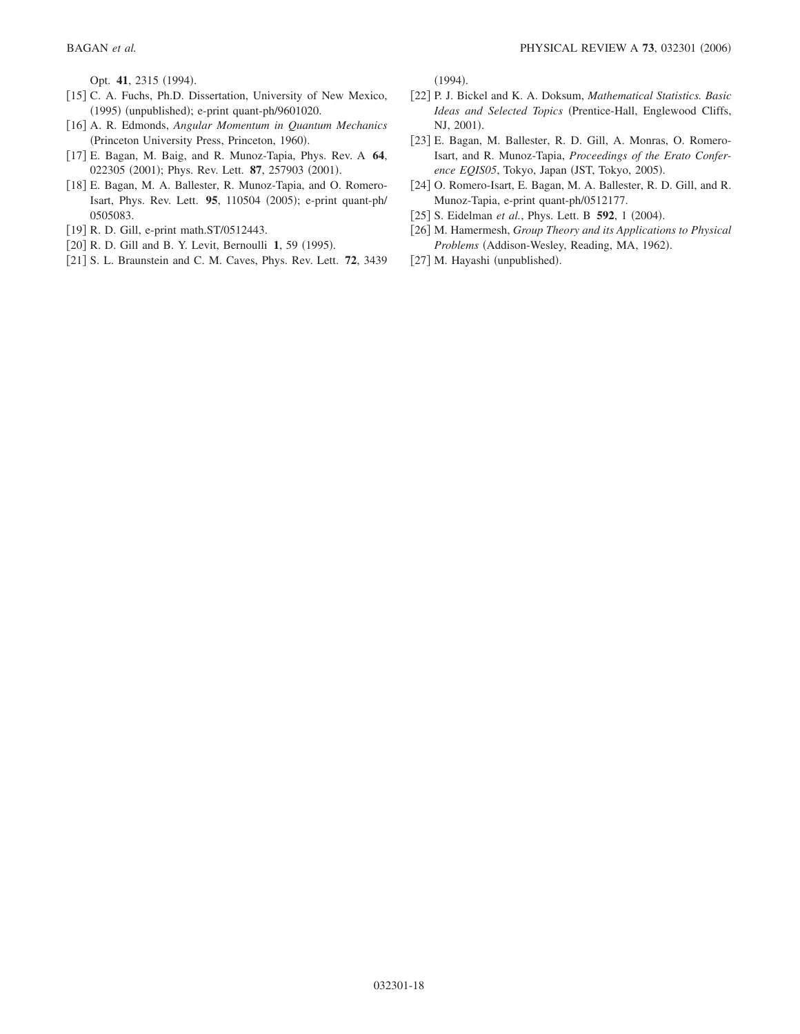Opt. **41**, 2315 (1994).

[15] C. A. Fuchs, Ph.D. Dissertation, University of New Mexico, (1995) (unpublished); e-print quant-ph/9601020.

[16] A. R. Edmonds, *Angular Momentum in Quantum Mechanics* (Princeton University Press, Princeton, 1960).

[17] E. Bagan, M. Baig, and R. Munoz-Tapia, Phys. Rev. A **64**, 022305 (2001); Phys. Rev. Lett. **87**, 257903 (2001).

[18] E. Bagan, M. A. Ballester, R. Munoz-Tapia, and O. Romero-Isart, Phys. Rev. Lett. **95**, 110504 (2005); e-print quant-ph/0505083.

[19] R. D. Gill, e-print math.ST/0512443.

[20] R. D. Gill and B. Y. Levit, Bernoulli **1**, 59 (1995).

[21] S. L. Braunstein and C. M. Caves, Phys. Rev. Lett. **72**, 3439 (1994).

[22] P. J. Bickel and K. A. Doksum, *Mathematical Statistics. Basic Ideas and Selected Topics* (Prentice-Hall, Englewood Cliffs, NJ, 2001).

[23] E. Bagan, M. Ballester, R. D. Gill, A. Monras, O. Romero-Isart, and R. Munoz-Tapia, *Proceedings of the Erato Conference EQIS05*, Tokyo, Japan (JST, Tokyo, 2005).

[24] O. Romero-Isart, E. Bagan, M. A. Ballester, R. D. Gill, and R. Munoz-Tapia, e-print quant-ph/0512177.

[25] S. Eidelman *et al.*, Phys. Lett. B **592**, 1 (2004).

[26] M. Hamermesh, *Group Theory and its Applications to Physical Problems* (Addison-Wesley, Reading, MA, 1962).

[27] M. Hayashi (unpublished).